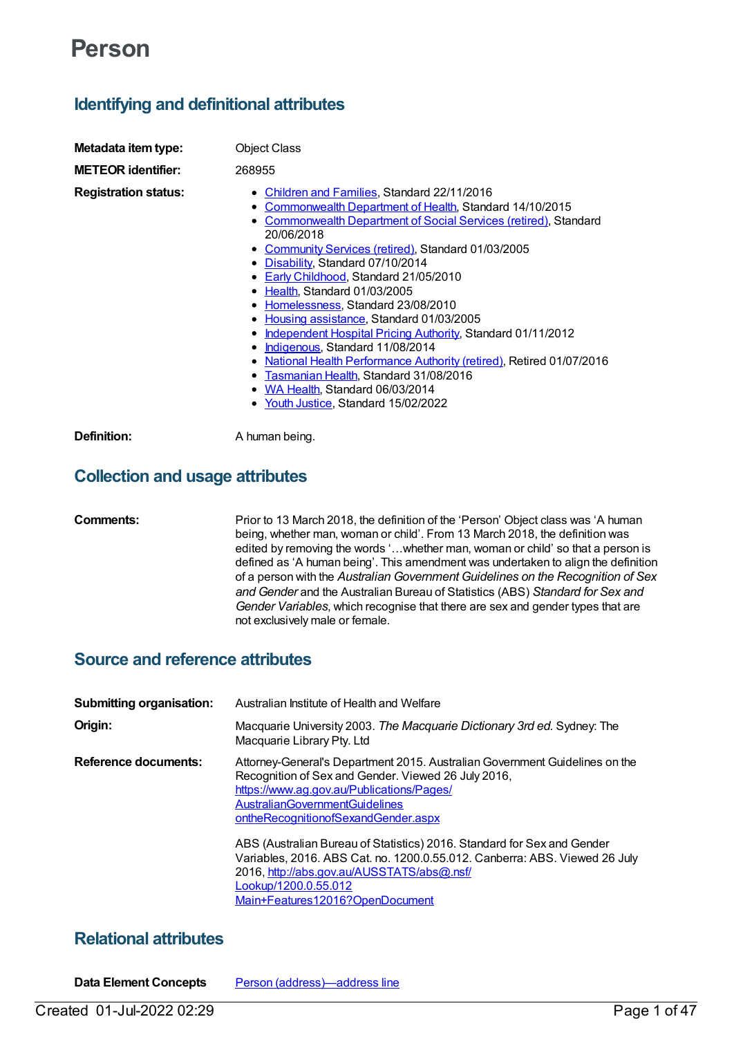# Person

## Identifying and definitional attributes

**Metadata item type:** Object Class

**METEOR identifier:** 268955

**Registration status:**

- Children and Families, Standard 22/11/2016
- Commonwealth Department of Health, Standard 14/10/2015
- Commonwealth Department of Social Services (retired), Standard 20/06/2018
- Community Services (retired), Standard 01/03/2005
- Disability, Standard 07/10/2014
- Early Childhood, Standard 21/05/2010
- Health, Standard 01/03/2005
- Homelessness, Standard 23/08/2010
- Housing assistance, Standard 01/03/2005
- Independent Hospital Pricing Authority, Standard 01/11/2012
- Indigenous, Standard 11/08/2014
- National Health Performance Authority (retired), Retired 01/07/2016
- Tasmanian Health, Standard 31/08/2016
- WA Health, Standard 06/03/2014
- Youth Justice, Standard 15/02/2022

**Definition:** A human being.

## Collection and usage attributes

**Comments:** Prior to 13 March 2018, the definition of the 'Person' Object class was 'A human being, whether man, woman or child'. From 13 March 2018, the definition was edited by removing the words '…whether man, woman or child' so that a person is defined as 'A human being'. This amendment was undertaken to align the definition of a person with the *Australian Government Guidelines on the Recognition of Sex and Gender* and the Australian Bureau of Statistics (ABS) *Standard for Sex and Gender Variables*, which recognise that there are sex and gender types that are not exclusively male or female.

## Source and reference attributes

**Submitting organisation:** Australian Institute of Health and Welfare

**Origin:** Macquarie University 2003. *The Macquarie Dictionary 3rd ed.* Sydney: The Macquarie Library Pty. Ltd

**Reference documents:** Attorney-General's Department 2015. Australian Government Guidelines on the Recognition of Sex and Gender. Viewed 26 July 2016, https://www.ag.gov.au/Publications/Pages/AustralianGovernmentGuidelinesontheRecognitionofSexandGender.aspx

ABS (Australian Bureau of Statistics) 2016. Standard for Sex and Gender Variables, 2016. ABS Cat. no. 1200.0.55.012. Canberra: ABS. Viewed 26 July 2016, http://abs.gov.au/AUSSTATS/abs@.nsf/Lookup/1200.0.55.012Main+Features12016?OpenDocument

## Relational attributes

**Data Element Concepts** Person (address)—address line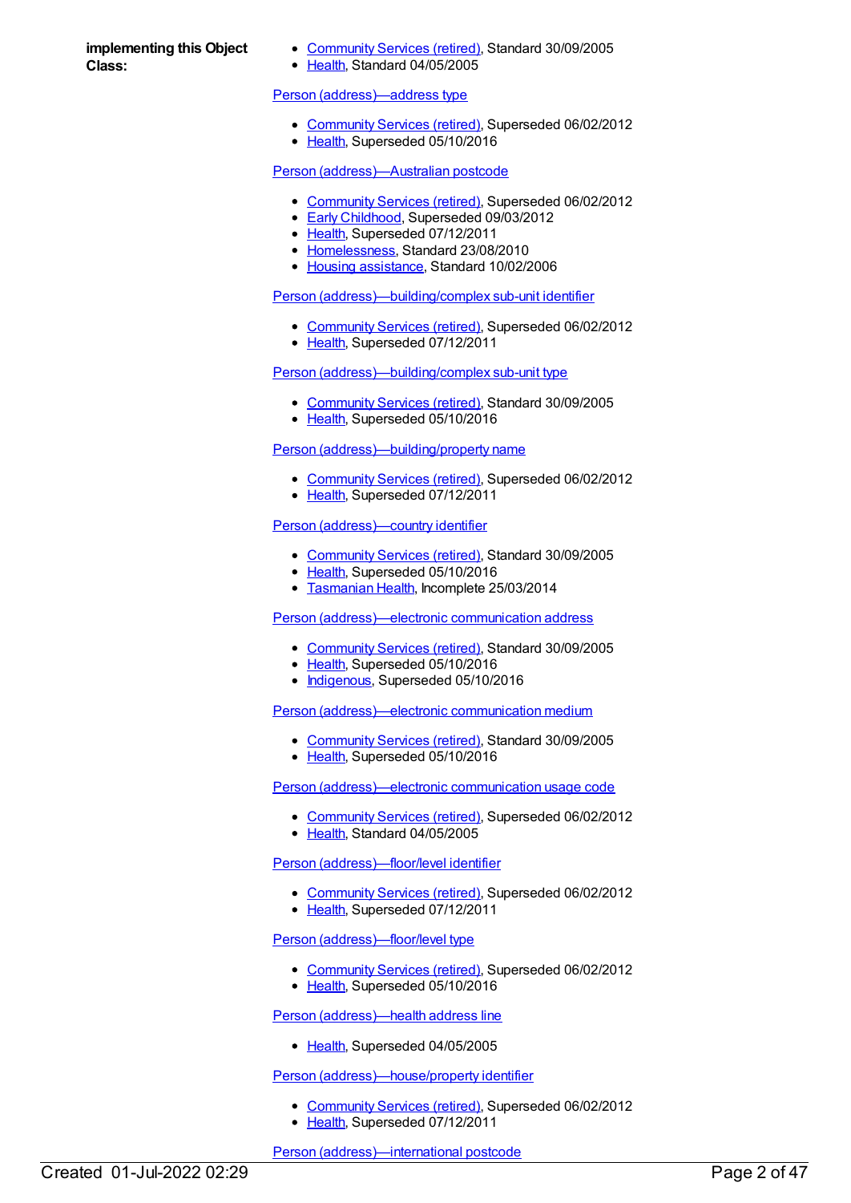**implementing this Object Class:**

- Community Services (retired), Standard 30/09/2005
- Health, Standard 04/05/2005

Person (address)—address type

- Community Services (retired), Superseded 06/02/2012
- Health, Superseded 05/10/2016

Person (address)—Australian postcode

- Community Services (retired), Superseded 06/02/2012
- Early Childhood, Superseded 09/03/2012
- Health, Superseded 07/12/2011
- Homelessness, Standard 23/08/2010
- Housing assistance, Standard 10/02/2006

Person (address)—building/complex sub-unit identifier

- Community Services (retired), Superseded 06/02/2012
- Health, Superseded 07/12/2011

Person (address)—building/complex sub-unit type

- Community Services (retired), Standard 30/09/2005
- Health, Superseded 05/10/2016

Person (address)—building/property name

- Community Services (retired), Superseded 06/02/2012
- Health, Superseded 07/12/2011

Person (address)—country identifier

- Community Services (retired), Standard 30/09/2005
- Health, Superseded 05/10/2016
- Tasmanian Health, Incomplete 25/03/2014

Person (address)—electronic communication address

- Community Services (retired), Standard 30/09/2005
- Health, Superseded 05/10/2016
- Indigenous, Superseded 05/10/2016

Person (address)—electronic communication medium

- Community Services (retired), Standard 30/09/2005
- Health, Superseded 05/10/2016

Person (address)—electronic communication usage code

- Community Services (retired), Superseded 06/02/2012
- Health, Standard 04/05/2005

Person (address)—floor/level identifier

- Community Services (retired), Superseded 06/02/2012
- Health, Superseded 07/12/2011

Person (address)—floor/level type

- Community Services (retired), Superseded 06/02/2012
- Health, Superseded 05/10/2016

Person (address)—health address line

- Health, Superseded 04/05/2005

Person (address)—house/property identifier

- Community Services (retired), Superseded 06/02/2012
- Health, Superseded 07/12/2011

Person (address)—international postcode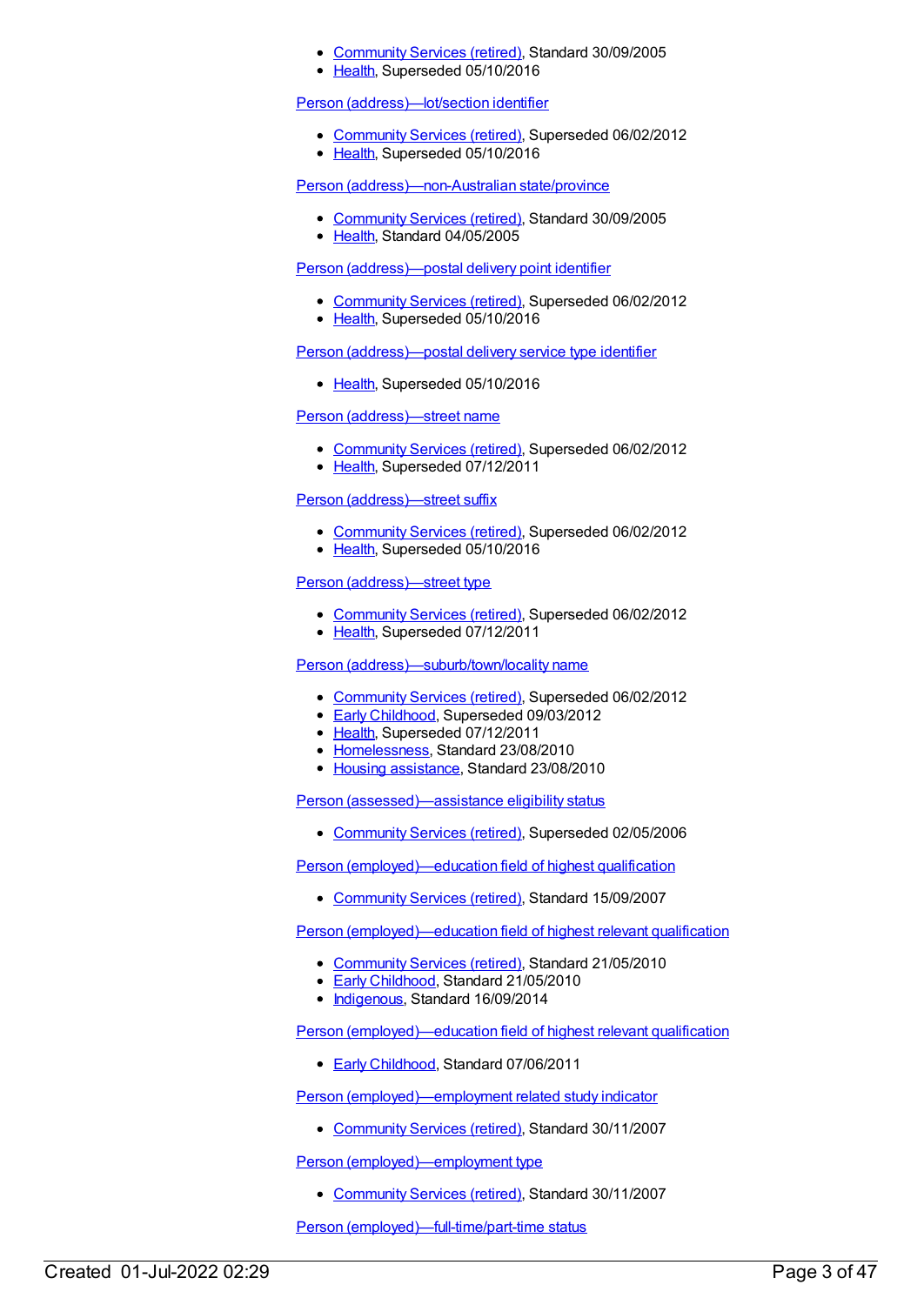- Community Services (retired), Standard 30/09/2005
- Health, Superseded 05/10/2016

Person (address)—lot/section identifier

- Community Services (retired), Superseded 06/02/2012
- Health, Superseded 05/10/2016

Person (address)—non-Australian state/province

- Community Services (retired), Standard 30/09/2005
- Health, Standard 04/05/2005

Person (address)—postal delivery point identifier

- Community Services (retired), Superseded 06/02/2012
- Health, Superseded 05/10/2016

Person (address)—postal delivery service type identifier

- Health, Superseded 05/10/2016

Person (address)—street name

- Community Services (retired), Superseded 06/02/2012
- Health, Superseded 07/12/2011

Person (address)—street suffix

- Community Services (retired), Superseded 06/02/2012
- Health, Superseded 05/10/2016

Person (address)—street type

- Community Services (retired), Superseded 06/02/2012
- Health, Superseded 07/12/2011

Person (address)—suburb/town/locality name

- Community Services (retired), Superseded 06/02/2012
- Early Childhood, Superseded 09/03/2012
- Health, Superseded 07/12/2011
- Homelessness, Standard 23/08/2010
- Housing assistance, Standard 23/08/2010

Person (assessed)—assistance eligibility status

- Community Services (retired), Superseded 02/05/2006

Person (employed)—education field of highest qualification

- Community Services (retired), Standard 15/09/2007

Person (employed)—education field of highest relevant qualification

- Community Services (retired), Standard 21/05/2010
- Early Childhood, Standard 21/05/2010
- Indigenous, Standard 16/09/2014

Person (employed)—education field of highest relevant qualification

- Early Childhood, Standard 07/06/2011

Person (employed)—employment related study indicator

- Community Services (retired), Standard 30/11/2007

Person (employed)—employment type

- Community Services (retired), Standard 30/11/2007

Person (employed)—full-time/part-time status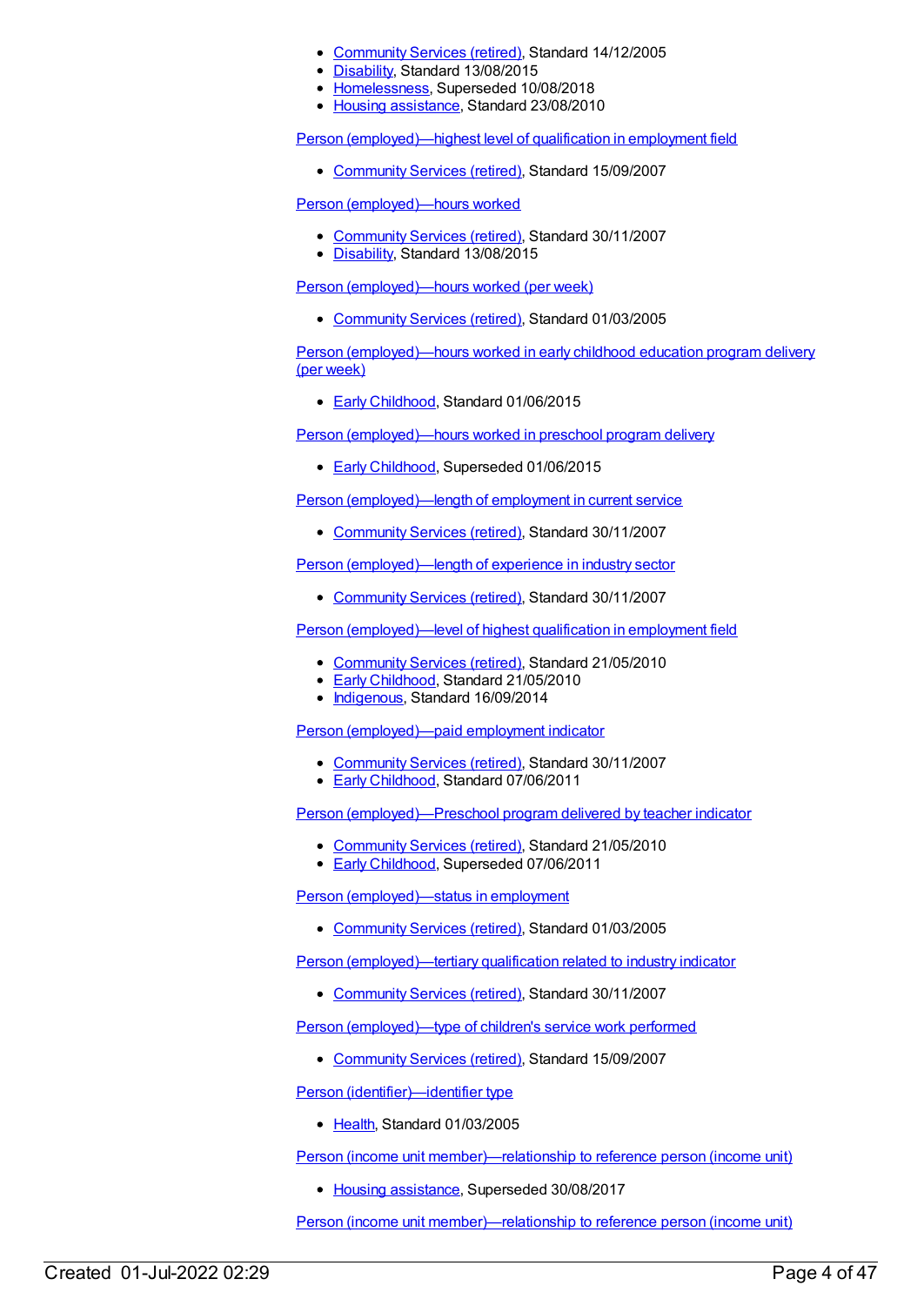- Community Services (retired), Standard 14/12/2005
- Disability, Standard 13/08/2015
- Homelessness, Superseded 10/08/2018
- Housing assistance, Standard 23/08/2010

Person (employed)—highest level of qualification in employment field

- Community Services (retired), Standard 15/09/2007

Person (employed)—hours worked

- Community Services (retired), Standard 30/11/2007
- Disability, Standard 13/08/2015

Person (employed)—hours worked (per week)

- Community Services (retired), Standard 01/03/2005

Person (employed)—hours worked in early childhood education program delivery (per week)

- Early Childhood, Standard 01/06/2015

Person (employed)—hours worked in preschool program delivery

- Early Childhood, Superseded 01/06/2015

Person (employed)—length of employment in current service

- Community Services (retired), Standard 30/11/2007

Person (employed)—length of experience in industry sector

- Community Services (retired), Standard 30/11/2007

Person (employed)—level of highest qualification in employment field

- Community Services (retired), Standard 21/05/2010
- Early Childhood, Standard 21/05/2010
- Indigenous, Standard 16/09/2014

Person (employed)—paid employment indicator

- Community Services (retired), Standard 30/11/2007
- Early Childhood, Standard 07/06/2011

Person (employed)—Preschool program delivered by teacher indicator

- Community Services (retired), Standard 21/05/2010
- Early Childhood, Superseded 07/06/2011

Person (employed)—status in employment

- Community Services (retired), Standard 01/03/2005

Person (employed)—tertiary qualification related to industry indicator

- Community Services (retired), Standard 30/11/2007

Person (employed)—type of children's service work performed

- Community Services (retired), Standard 15/09/2007

Person (identifier)—identifier type

- Health, Standard 01/03/2005

Person (income unit member)—relationship to reference person (income unit)

- Housing assistance, Superseded 30/08/2017

Person (income unit member)—relationship to reference person (income unit)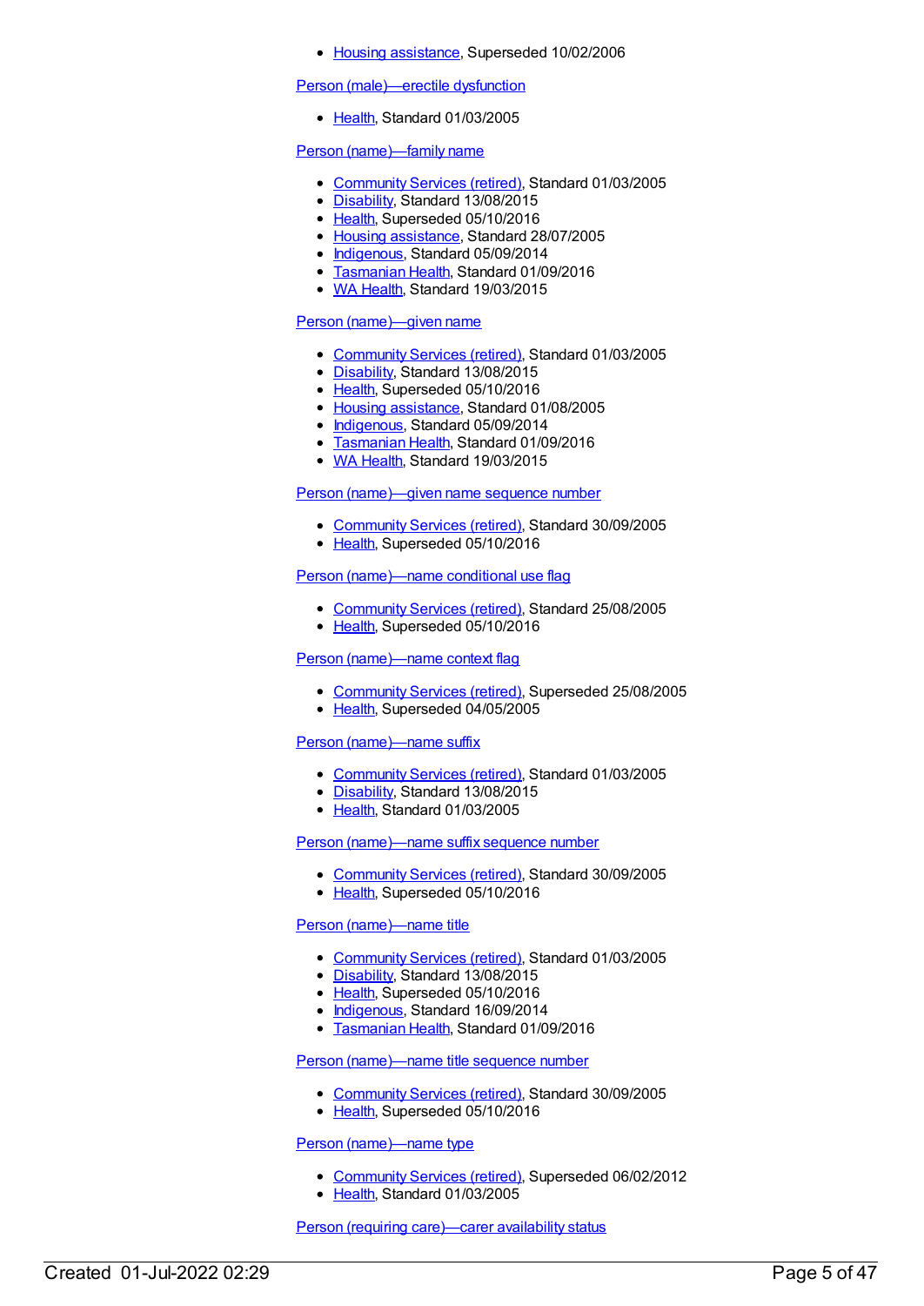- Housing assistance, Superseded 10/02/2006

Person (male)—erectile dysfunction

- Health, Standard 01/03/2005

Person (name)—family name

- Community Services (retired), Standard 01/03/2005
- Disability, Standard 13/08/2015
- Health, Superseded 05/10/2016
- Housing assistance, Standard 28/07/2005
- Indigenous, Standard 05/09/2014
- Tasmanian Health, Standard 01/09/2016
- WA Health, Standard 19/03/2015

Person (name)—given name

- Community Services (retired), Standard 01/03/2005
- Disability, Standard 13/08/2015
- Health, Superseded 05/10/2016
- Housing assistance, Standard 01/08/2005
- Indigenous, Standard 05/09/2014
- Tasmanian Health, Standard 01/09/2016
- WA Health, Standard 19/03/2015

Person (name)—given name sequence number

- Community Services (retired), Standard 30/09/2005
- Health, Superseded 05/10/2016

Person (name)—name conditional use flag

- Community Services (retired), Standard 25/08/2005
- Health, Superseded 05/10/2016

Person (name)—name context flag

- Community Services (retired), Superseded 25/08/2005
- Health, Superseded 04/05/2005

Person (name)—name suffix

- Community Services (retired), Standard 01/03/2005
- Disability, Standard 13/08/2015
- Health, Standard 01/03/2005

Person (name)—name suffix sequence number

- Community Services (retired), Standard 30/09/2005
- Health, Superseded 05/10/2016

Person (name)—name title

- Community Services (retired), Standard 01/03/2005
- Disability, Standard 13/08/2015
- Health, Superseded 05/10/2016
- Indigenous, Standard 16/09/2014
- Tasmanian Health, Standard 01/09/2016

Person (name)—name title sequence number

- Community Services (retired), Standard 30/09/2005
- Health, Superseded 05/10/2016

Person (name)—name type

- Community Services (retired), Superseded 06/02/2012
- Health, Standard 01/03/2005

Person (requiring care)—carer availability status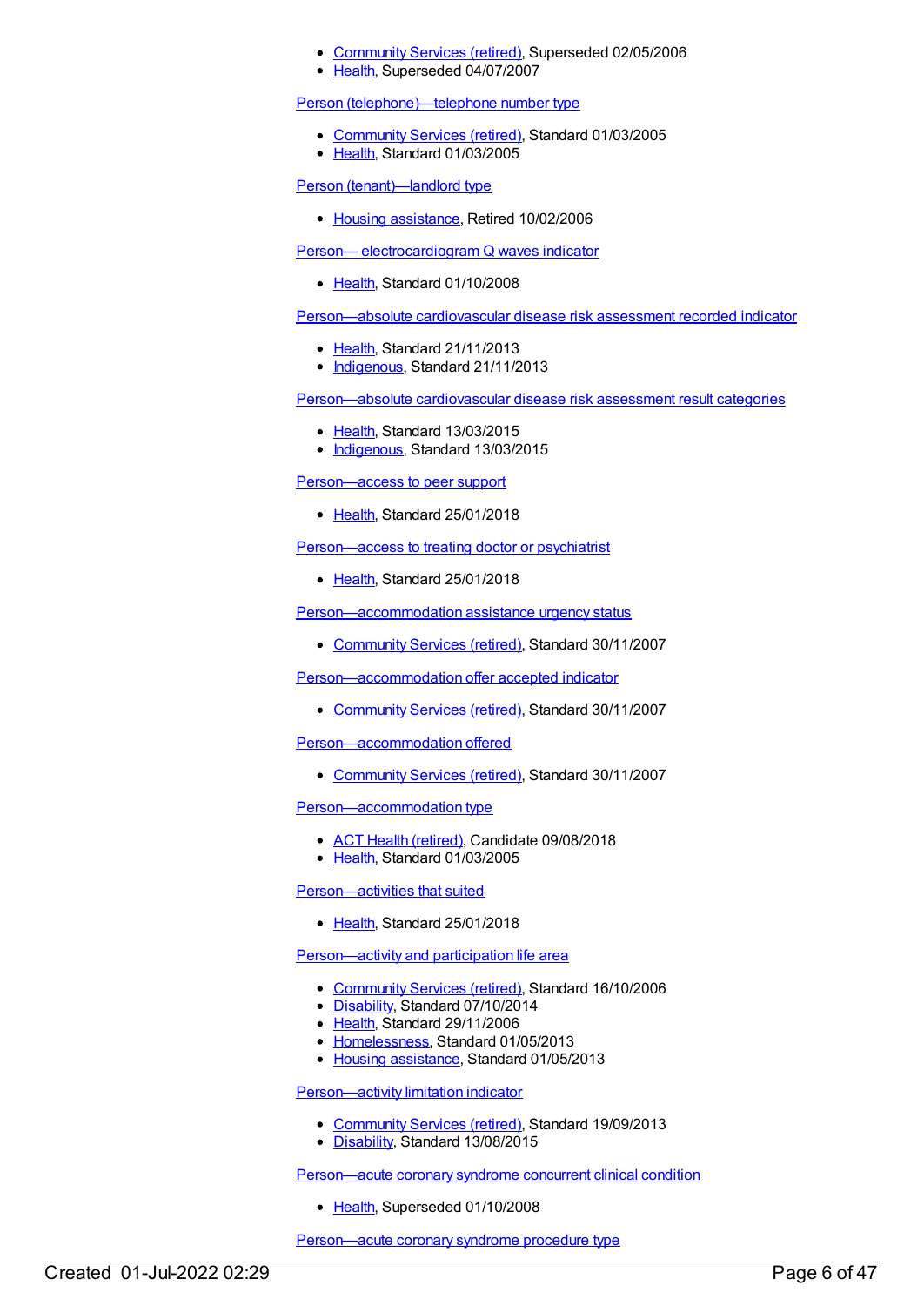- Community Services (retired), Superseded 02/05/2006
- Health, Superseded 04/07/2007

Person (telephone)—telephone number type

- Community Services (retired), Standard 01/03/2005
- Health, Standard 01/03/2005

Person (tenant)—landlord type

- Housing assistance, Retired 10/02/2006

Person— electrocardiogram Q waves indicator

- Health, Standard 01/10/2008

Person—absolute cardiovascular disease risk assessment recorded indicator

- Health, Standard 21/11/2013
- Indigenous, Standard 21/11/2013

Person—absolute cardiovascular disease risk assessment result categories

- Health, Standard 13/03/2015
- Indigenous, Standard 13/03/2015

Person—access to peer support

- Health, Standard 25/01/2018

Person—access to treating doctor or psychiatrist

- Health, Standard 25/01/2018

Person—accommodation assistance urgency status

- Community Services (retired), Standard 30/11/2007

Person—accommodation offer accepted indicator

- Community Services (retired), Standard 30/11/2007

Person—accommodation offered

- Community Services (retired), Standard 30/11/2007

Person—accommodation type

- ACT Health (retired), Candidate 09/08/2018
- Health, Standard 01/03/2005

Person—activities that suited

- Health, Standard 25/01/2018

Person—activity and participation life area

- Community Services (retired), Standard 16/10/2006
- Disability, Standard 07/10/2014
- Health, Standard 29/11/2006
- Homelessness, Standard 01/05/2013
- Housing assistance, Standard 01/05/2013

Person—activity limitation indicator

- Community Services (retired), Standard 19/09/2013
- Disability, Standard 13/08/2015

Person—acute coronary syndrome concurrent clinical condition

- Health, Superseded 01/10/2008

Person—acute coronary syndrome procedure type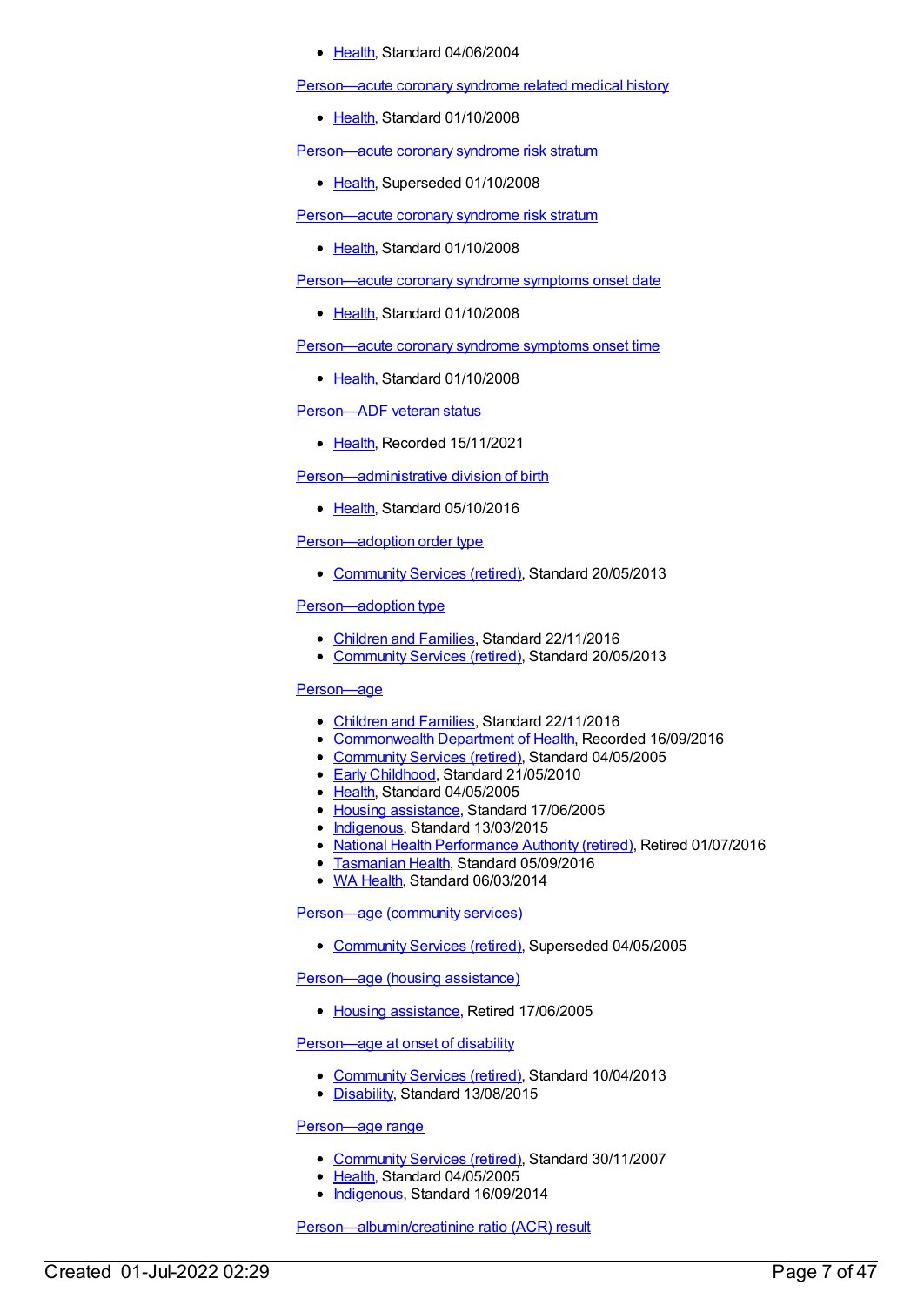- Health, Standard 04/06/2004

Person—acute coronary syndrome related medical history

- Health, Standard 01/10/2008

Person—acute coronary syndrome risk stratum

- Health, Superseded 01/10/2008

Person—acute coronary syndrome risk stratum

- Health, Standard 01/10/2008

Person—acute coronary syndrome symptoms onset date

- Health, Standard 01/10/2008

Person—acute coronary syndrome symptoms onset time

- Health, Standard 01/10/2008

Person—ADF veteran status

- Health, Recorded 15/11/2021

Person—administrative division of birth

- Health, Standard 05/10/2016

Person—adoption order type

- Community Services (retired), Standard 20/05/2013

Person—adoption type

- Children and Families, Standard 22/11/2016
- Community Services (retired), Standard 20/05/2013

Person—age

- Children and Families, Standard 22/11/2016
- Commonwealth Department of Health, Recorded 16/09/2016
- Community Services (retired), Standard 04/05/2005
- Early Childhood, Standard 21/05/2010
- Health, Standard 04/05/2005
- Housing assistance, Standard 17/06/2005
- Indigenous, Standard 13/03/2015
- National Health Performance Authority (retired), Retired 01/07/2016
- Tasmanian Health, Standard 05/09/2016
- WA Health, Standard 06/03/2014

Person—age (community services)

- Community Services (retired), Superseded 04/05/2005

Person—age (housing assistance)

- Housing assistance, Retired 17/06/2005

Person—age at onset of disability

- Community Services (retired), Standard 10/04/2013
- Disability, Standard 13/08/2015

Person—age range

- Community Services (retired), Standard 30/11/2007
- Health, Standard 04/05/2005
- Indigenous, Standard 16/09/2014

Person—albumin/creatinine ratio (ACR) result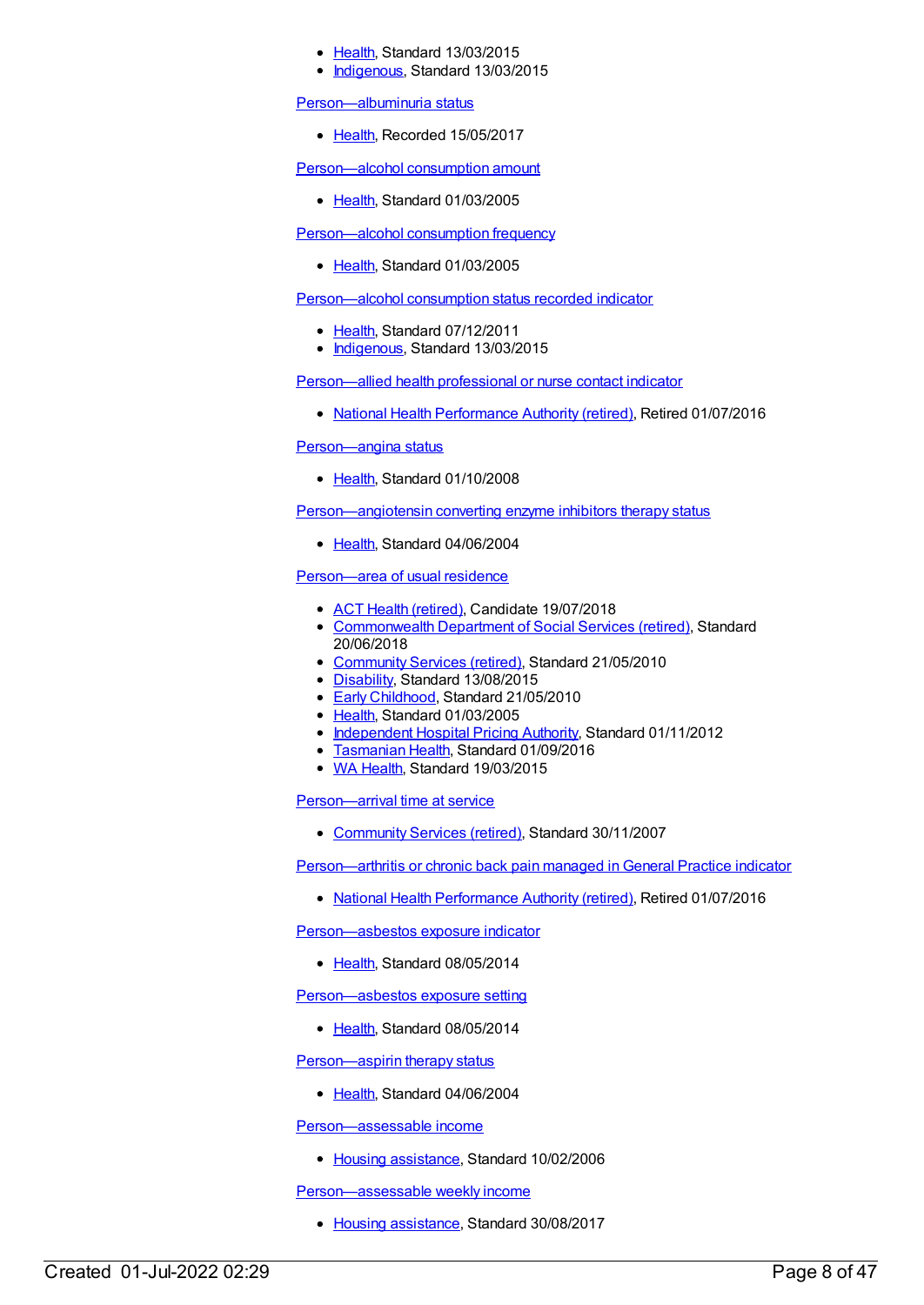- Health, Standard 13/03/2015
- Indigenous, Standard 13/03/2015

Person—albuminuria status

- Health, Recorded 15/05/2017

Person—alcohol consumption amount

- Health, Standard 01/03/2005

Person—alcohol consumption frequency

- Health, Standard 01/03/2005

Person—alcohol consumption status recorded indicator

- Health, Standard 07/12/2011
- Indigenous, Standard 13/03/2015

Person—allied health professional or nurse contact indicator

- National Health Performance Authority (retired), Retired 01/07/2016

Person—angina status

- Health, Standard 01/10/2008

Person—angiotensin converting enzyme inhibitors therapy status

- Health, Standard 04/06/2004

Person—area of usual residence

- ACT Health (retired), Candidate 19/07/2018
- Commonwealth Department of Social Services (retired), Standard 20/06/2018
- Community Services (retired), Standard 21/05/2010
- Disability, Standard 13/08/2015
- Early Childhood, Standard 21/05/2010
- Health, Standard 01/03/2005
- Independent Hospital Pricing Authority, Standard 01/11/2012
- Tasmanian Health, Standard 01/09/2016
- WA Health, Standard 19/03/2015

Person—arrival time at service

- Community Services (retired), Standard 30/11/2007

Person—arthritis or chronic back pain managed in General Practice indicator

- National Health Performance Authority (retired), Retired 01/07/2016

Person—asbestos exposure indicator

- Health, Standard 08/05/2014

Person—asbestos exposure setting

- Health, Standard 08/05/2014

Person—aspirin therapy status

- Health, Standard 04/06/2004

Person—assessable income

- Housing assistance, Standard 10/02/2006

Person—assessable weekly income

- Housing assistance, Standard 30/08/2017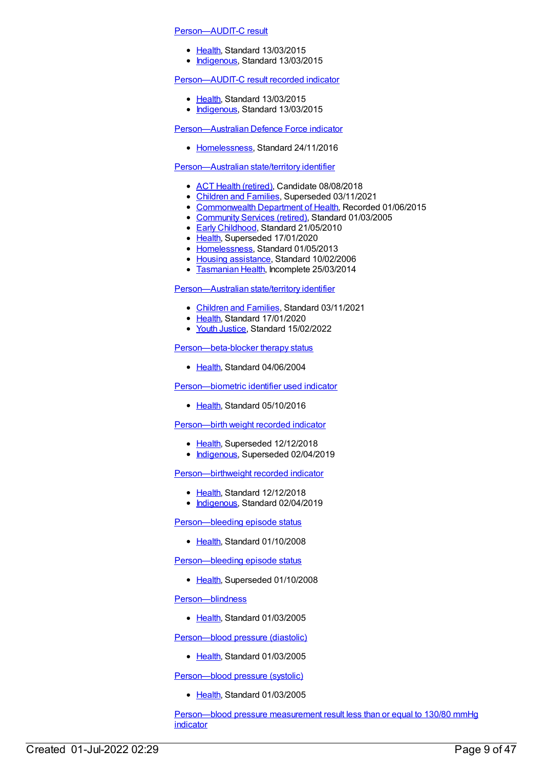Person—AUDIT-C result

- Health, Standard 13/03/2015
- Indigenous, Standard 13/03/2015

Person—AUDIT-C result recorded indicator

- Health, Standard 13/03/2015
- Indigenous, Standard 13/03/2015

Person—Australian Defence Force indicator

- Homelessness, Standard 24/11/2016

Person—Australian state/territory identifier

- ACT Health (retired), Candidate 08/08/2018
- Children and Families, Superseded 03/11/2021
- Commonwealth Department of Health, Recorded 01/06/2015
- Community Services (retired), Standard 01/03/2005
- Early Childhood, Standard 21/05/2010
- Health, Superseded 17/01/2020
- Homelessness, Standard 01/05/2013
- Housing assistance, Standard 10/02/2006
- Tasmanian Health, Incomplete 25/03/2014

Person—Australian state/territory identifier

- Children and Families, Standard 03/11/2021
- Health, Standard 17/01/2020
- Youth Justice, Standard 15/02/2022

Person—beta-blocker therapy status

- Health, Standard 04/06/2004

Person—biometric identifier used indicator

- Health, Standard 05/10/2016

Person—birth weight recorded indicator

- Health, Superseded 12/12/2018
- Indigenous, Superseded 02/04/2019

Person—birthweight recorded indicator

- Health, Standard 12/12/2018
- Indigenous, Standard 02/04/2019

Person—bleeding episode status

- Health, Standard 01/10/2008

Person—bleeding episode status

- Health, Superseded 01/10/2008

Person—blindness

- Health, Standard 01/03/2005

Person—blood pressure (diastolic)

- Health, Standard 01/03/2005

Person—blood pressure (systolic)

- Health, Standard 01/03/2005

Person—blood pressure measurement result less than or equal to 130/80 mmHg indicator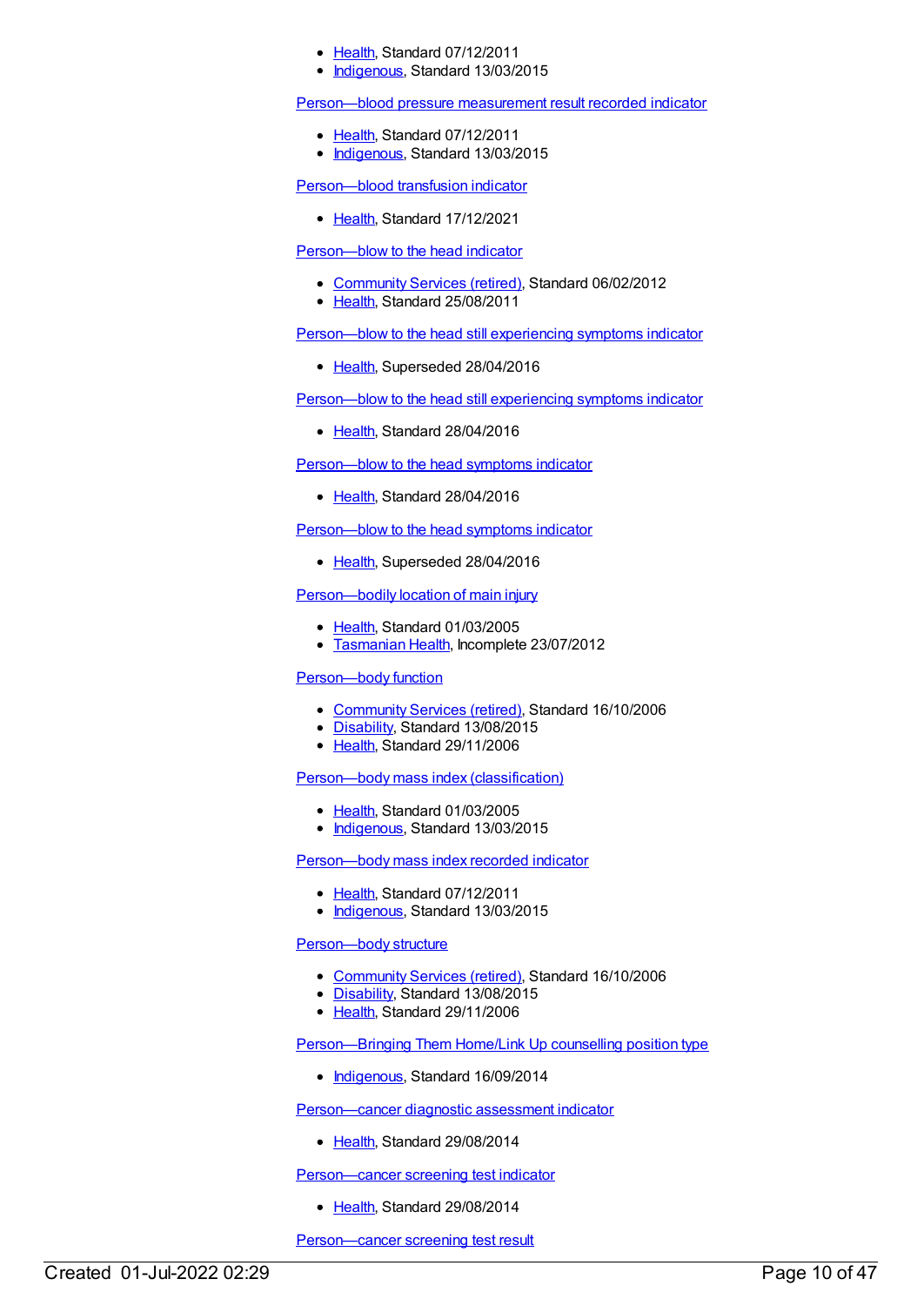- Health, Standard 07/12/2011
- Indigenous, Standard 13/03/2015

Person—blood pressure measurement result recorded indicator

- Health, Standard 07/12/2011
- Indigenous, Standard 13/03/2015

Person—blood transfusion indicator

- Health, Standard 17/12/2021

Person—blow to the head indicator

- Community Services (retired), Standard 06/02/2012
- Health, Standard 25/08/2011

Person—blow to the head still experiencing symptoms indicator

- Health, Superseded 28/04/2016

Person—blow to the head still experiencing symptoms indicator

- Health, Standard 28/04/2016

Person—blow to the head symptoms indicator

- Health, Standard 28/04/2016

Person—blow to the head symptoms indicator

- Health, Superseded 28/04/2016

Person—bodily location of main injury

- Health, Standard 01/03/2005
- Tasmanian Health, Incomplete 23/07/2012

Person—body function

- Community Services (retired), Standard 16/10/2006
- Disability, Standard 13/08/2015
- Health, Standard 29/11/2006

Person—body mass index (classification)

- Health, Standard 01/03/2005
- Indigenous, Standard 13/03/2015

Person—body mass index recorded indicator

- Health, Standard 07/12/2011
- Indigenous, Standard 13/03/2015

Person—body structure

- Community Services (retired), Standard 16/10/2006
- Disability, Standard 13/08/2015
- Health, Standard 29/11/2006

Person—Bringing Them Home/Link Up counselling position type

- Indigenous, Standard 16/09/2014

Person—cancer diagnostic assessment indicator

- Health, Standard 29/08/2014

Person—cancer screening test indicator

- Health, Standard 29/08/2014

Person—cancer screening test result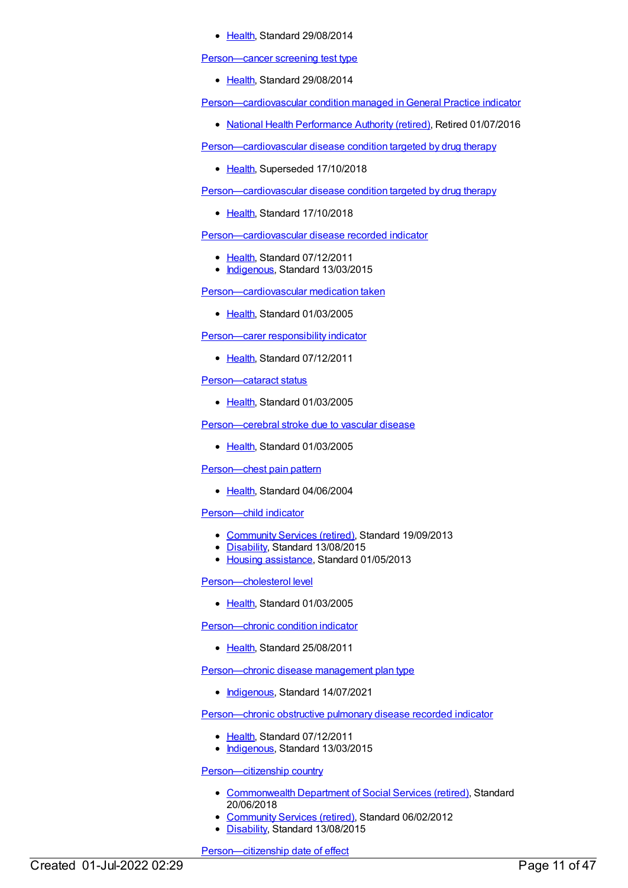- Health, Standard 29/08/2014

Person—cancer screening test type

- Health, Standard 29/08/2014

Person—cardiovascular condition managed in General Practice indicator

- National Health Performance Authority (retired), Retired 01/07/2016

Person—cardiovascular disease condition targeted by drug therapy

- Health, Superseded 17/10/2018

Person—cardiovascular disease condition targeted by drug therapy

- Health, Standard 17/10/2018

Person—cardiovascular disease recorded indicator

- Health, Standard 07/12/2011
- Indigenous, Standard 13/03/2015

Person—cardiovascular medication taken

- Health, Standard 01/03/2005

Person—carer responsibility indicator

- Health, Standard 07/12/2011

Person—cataract status

- Health, Standard 01/03/2005

Person—cerebral stroke due to vascular disease

- Health, Standard 01/03/2005

Person—chest pain pattern

- Health, Standard 04/06/2004

Person—child indicator

- Community Services (retired), Standard 19/09/2013
- Disability, Standard 13/08/2015
- Housing assistance, Standard 01/05/2013

Person—cholesterol level

- Health, Standard 01/03/2005

Person—chronic condition indicator

- Health, Standard 25/08/2011

Person—chronic disease management plan type

- Indigenous, Standard 14/07/2021

Person—chronic obstructive pulmonary disease recorded indicator

- Health, Standard 07/12/2011
- Indigenous, Standard 13/03/2015

Person—citizenship country

- Commonwealth Department of Social Services (retired), Standard 20/06/2018
- Community Services (retired), Standard 06/02/2012
- Disability, Standard 13/08/2015

Person—citizenship date of effect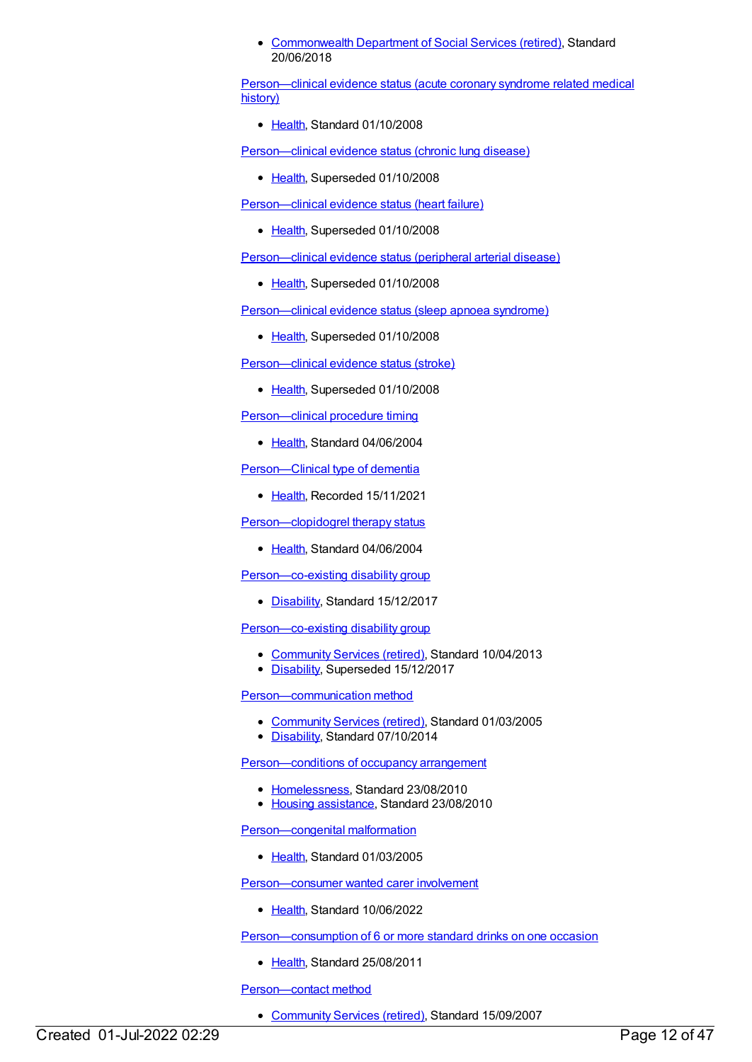- Commonwealth Department of Social Services (retired), Standard 20/06/2018

Person—clinical evidence status (acute coronary syndrome related medical history)

- Health, Standard 01/10/2008

Person—clinical evidence status (chronic lung disease)

- Health, Superseded 01/10/2008

Person—clinical evidence status (heart failure)

- Health, Superseded 01/10/2008

Person—clinical evidence status (peripheral arterial disease)

- Health, Superseded 01/10/2008

Person—clinical evidence status (sleep apnoea syndrome)

- Health, Superseded 01/10/2008

Person—clinical evidence status (stroke)

- Health, Superseded 01/10/2008

Person—clinical procedure timing

- Health, Standard 04/06/2004

Person—Clinical type of dementia

- Health, Recorded 15/11/2021

Person—clopidogrel therapy status

- Health, Standard 04/06/2004

Person—co-existing disability group

- Disability, Standard 15/12/2017

Person—co-existing disability group

- Community Services (retired), Standard 10/04/2013
- Disability, Superseded 15/12/2017

Person—communication method

- Community Services (retired), Standard 01/03/2005
- Disability, Standard 07/10/2014

Person—conditions of occupancy arrangement

- Homelessness, Standard 23/08/2010
- Housing assistance, Standard 23/08/2010

Person—congenital malformation

- Health, Standard 01/03/2005

Person—consumer wanted carer involvement

- Health, Standard 10/06/2022

Person—consumption of 6 or more standard drinks on one occasion

- Health, Standard 25/08/2011

Person—contact method

- Community Services (retired), Standard 15/09/2007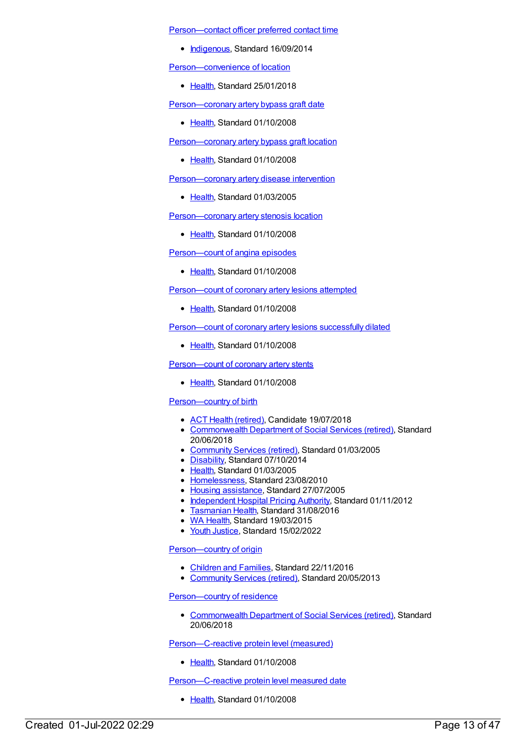Person—contact officer preferred contact time

- Indigenous, Standard 16/09/2014

Person—convenience of location

- Health, Standard 25/01/2018

Person—coronary artery bypass graft date

- Health, Standard 01/10/2008

Person—coronary artery bypass graft location

- Health, Standard 01/10/2008

Person—coronary artery disease intervention

- Health, Standard 01/03/2005

Person—coronary artery stenosis location

- Health, Standard 01/10/2008

Person—count of angina episodes

- Health, Standard 01/10/2008

Person—count of coronary artery lesions attempted

- Health, Standard 01/10/2008

Person—count of coronary artery lesions successfully dilated

- Health, Standard 01/10/2008

Person—count of coronary artery stents

- Health, Standard 01/10/2008

Person—country of birth

- ACT Health (retired), Candidate 19/07/2018
- Commonwealth Department of Social Services (retired), Standard 20/06/2018
- Community Services (retired), Standard 01/03/2005
- Disability, Standard 07/10/2014
- Health, Standard 01/03/2005
- Homelessness, Standard 23/08/2010
- Housing assistance, Standard 27/07/2005
- Independent Hospital Pricing Authority, Standard 01/11/2012
- Tasmanian Health, Standard 31/08/2016
- WA Health, Standard 19/03/2015
- Youth Justice, Standard 15/02/2022

Person—country of origin

- Children and Families, Standard 22/11/2016
- Community Services (retired), Standard 20/05/2013

Person—country of residence

- Commonwealth Department of Social Services (retired), Standard 20/06/2018

Person—C-reactive protein level (measured)

- Health, Standard 01/10/2008

Person—C-reactive protein level measured date

- Health, Standard 01/10/2008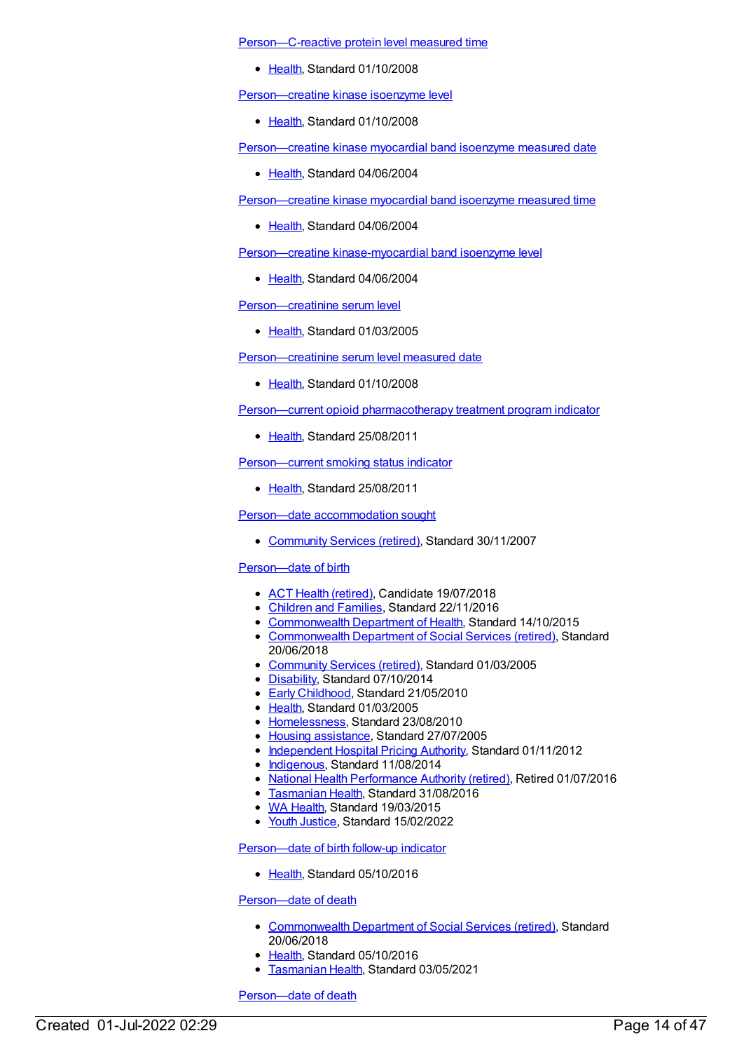Person—C-reactive protein level measured time

- Health, Standard 01/10/2008

Person—creatine kinase isoenzyme level

- Health, Standard 01/10/2008

Person—creatine kinase myocardial band isoenzyme measured date

- Health, Standard 04/06/2004

Person—creatine kinase myocardial band isoenzyme measured time

- Health, Standard 04/06/2004

Person—creatine kinase-myocardial band isoenzyme level

- Health, Standard 04/06/2004

Person—creatinine serum level

- Health, Standard 01/03/2005

Person—creatinine serum level measured date

- Health, Standard 01/10/2008

Person—current opioid pharmacotherapy treatment program indicator

- Health, Standard 25/08/2011

Person—current smoking status indicator

- Health, Standard 25/08/2011

Person—date accommodation sought

- Community Services (retired), Standard 30/11/2007

Person—date of birth

- ACT Health (retired), Candidate 19/07/2018
- Children and Families, Standard 22/11/2016
- Commonwealth Department of Health, Standard 14/10/2015
- Commonwealth Department of Social Services (retired), Standard 20/06/2018
- Community Services (retired), Standard 01/03/2005
- Disability, Standard 07/10/2014
- Early Childhood, Standard 21/05/2010
- Health, Standard 01/03/2005
- Homelessness, Standard 23/08/2010
- Housing assistance, Standard 27/07/2005
- Independent Hospital Pricing Authority, Standard 01/11/2012
- Indigenous, Standard 11/08/2014
- National Health Performance Authority (retired), Retired 01/07/2016
- Tasmanian Health, Standard 31/08/2016
- WA Health, Standard 19/03/2015
- Youth Justice, Standard 15/02/2022

Person—date of birth follow-up indicator

- Health, Standard 05/10/2016

Person—date of death

- Commonwealth Department of Social Services (retired), Standard 20/06/2018
- Health, Standard 05/10/2016
- Tasmanian Health, Standard 03/05/2021

Person—date of death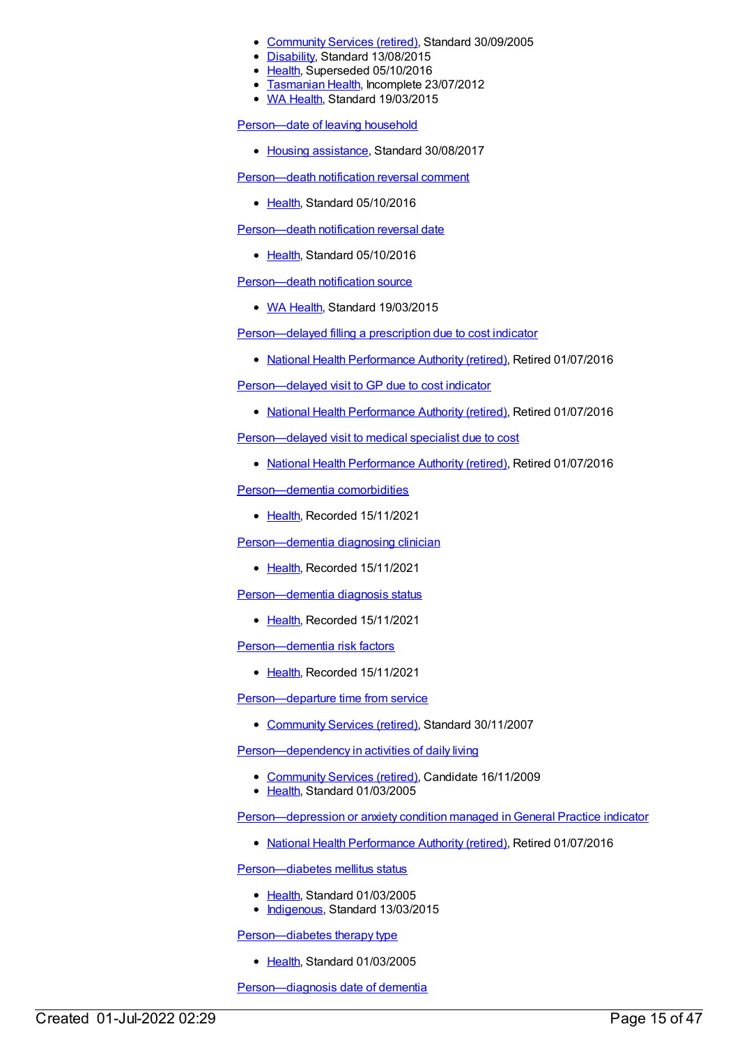- Community Services (retired), Standard 30/09/2005
- Disability, Standard 13/08/2015
- Health, Superseded 05/10/2016
- Tasmanian Health, Incomplete 23/07/2012
- WA Health, Standard 19/03/2015

Person—date of leaving household

- Housing assistance, Standard 30/08/2017

Person—death notification reversal comment

- Health, Standard 05/10/2016

Person—death notification reversal date

- Health, Standard 05/10/2016

Person—death notification source

- WA Health, Standard 19/03/2015

Person—delayed filling a prescription due to cost indicator

- National Health Performance Authority (retired), Retired 01/07/2016

Person—delayed visit to GP due to cost indicator

- National Health Performance Authority (retired), Retired 01/07/2016

Person—delayed visit to medical specialist due to cost

- National Health Performance Authority (retired), Retired 01/07/2016

Person—dementia comorbidities

- Health, Recorded 15/11/2021

Person—dementia diagnosing clinician

- Health, Recorded 15/11/2021

Person—dementia diagnosis status

- Health, Recorded 15/11/2021

Person—dementia risk factors

- Health, Recorded 15/11/2021

Person—departure time from service

- Community Services (retired), Standard 30/11/2007

Person—dependency in activities of daily living

- Community Services (retired), Candidate 16/11/2009
- Health, Standard 01/03/2005

Person—depression or anxiety condition managed in General Practice indicator

- National Health Performance Authority (retired), Retired 01/07/2016

Person—diabetes mellitus status

- Health, Standard 01/03/2005
- Indigenous, Standard 13/03/2015

Person—diabetes therapy type

- Health, Standard 01/03/2005

Person—diagnosis date of dementia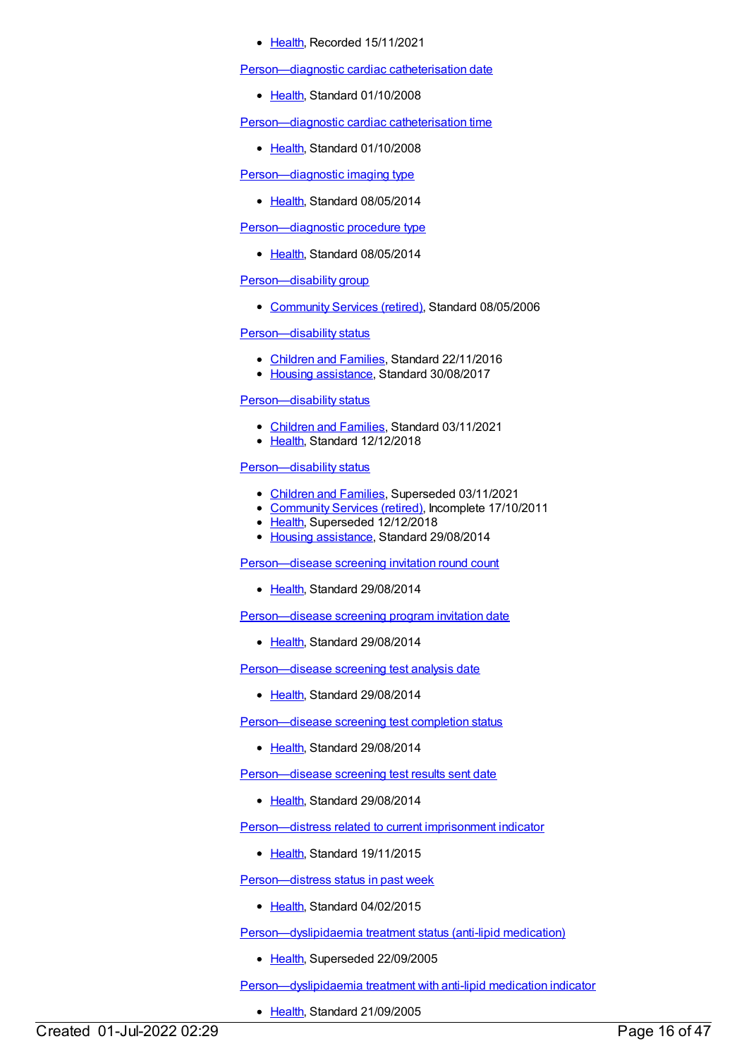- Health, Recorded 15/11/2021

Person—diagnostic cardiac catheterisation date

- Health, Standard 01/10/2008

Person—diagnostic cardiac catheterisation time

- Health, Standard 01/10/2008

Person—diagnostic imaging type

- Health, Standard 08/05/2014

Person—diagnostic procedure type

- Health, Standard 08/05/2014

Person—disability group

- Community Services (retired), Standard 08/05/2006

Person—disability status

- Children and Families, Standard 22/11/2016
- Housing assistance, Standard 30/08/2017

Person—disability status

- Children and Families, Standard 03/11/2021
- Health, Standard 12/12/2018

Person—disability status

- Children and Families, Superseded 03/11/2021
- Community Services (retired), Incomplete 17/10/2011
- Health, Superseded 12/12/2018
- Housing assistance, Standard 29/08/2014

Person—disease screening invitation round count

- Health, Standard 29/08/2014

Person—disease screening program invitation date

- Health, Standard 29/08/2014

Person—disease screening test analysis date

- Health, Standard 29/08/2014

Person—disease screening test completion status

- Health, Standard 29/08/2014

Person—disease screening test results sent date

- Health, Standard 29/08/2014

Person—distress related to current imprisonment indicator

- Health, Standard 19/11/2015

Person—distress status in past week

- Health, Standard 04/02/2015

Person—dyslipidaemia treatment status (anti-lipid medication)

- Health, Superseded 22/09/2005

Person—dyslipidaemia treatment with anti-lipid medication indicator

- Health, Standard 21/09/2005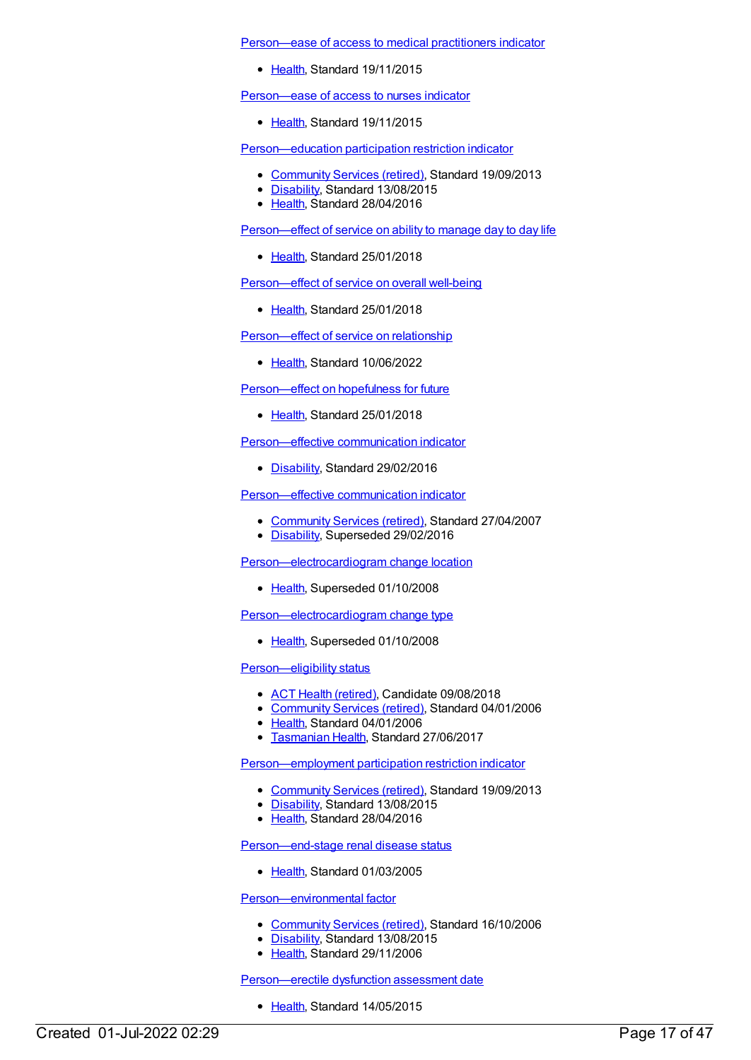Person—ease of access to medical practitioners indicator

- Health, Standard 19/11/2015

Person—ease of access to nurses indicator

- Health, Standard 19/11/2015

Person—education participation restriction indicator

- Community Services (retired), Standard 19/09/2013
- Disability, Standard 13/08/2015
- Health, Standard 28/04/2016

Person—effect of service on ability to manage day to day life

- Health, Standard 25/01/2018

Person—effect of service on overall well-being

- Health, Standard 25/01/2018

Person—effect of service on relationship

- Health, Standard 10/06/2022

Person—effect on hopefulness for future

- Health, Standard 25/01/2018

Person—effective communication indicator

- Disability, Standard 29/02/2016

Person—effective communication indicator

- Community Services (retired), Standard 27/04/2007
- Disability, Superseded 29/02/2016

Person—electrocardiogram change location

- Health, Superseded 01/10/2008

Person—electrocardiogram change type

- Health, Superseded 01/10/2008

Person—eligibility status

- ACT Health (retired), Candidate 09/08/2018
- Community Services (retired), Standard 04/01/2006
- Health, Standard 04/01/2006
- Tasmanian Health, Standard 27/06/2017

Person—employment participation restriction indicator

- Community Services (retired), Standard 19/09/2013
- Disability, Standard 13/08/2015
- Health, Standard 28/04/2016

Person—end-stage renal disease status

- Health, Standard 01/03/2005

Person—environmental factor

- Community Services (retired), Standard 16/10/2006
- Disability, Standard 13/08/2015
- Health, Standard 29/11/2006

Person—erectile dysfunction assessment date

- Health, Standard 14/05/2015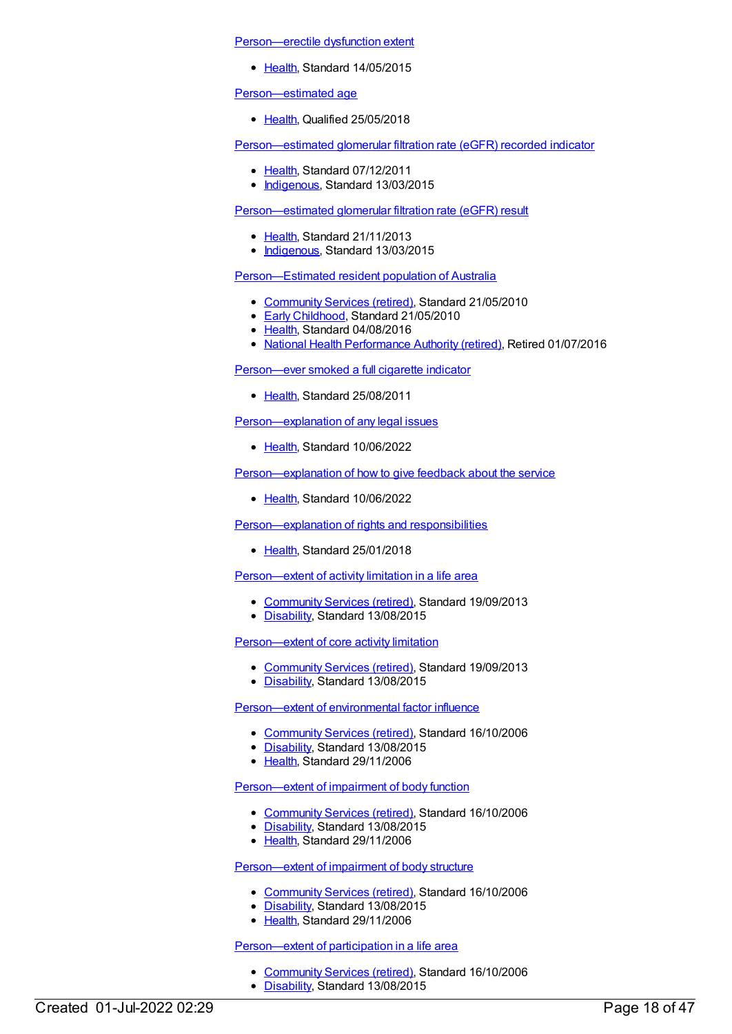Person—erectile dysfunction extent

- Health, Standard 14/05/2015

Person—estimated age

- Health, Qualified 25/05/2018

Person—estimated glomerular filtration rate (eGFR) recorded indicator

- Health, Standard 07/12/2011
- Indigenous, Standard 13/03/2015

Person—estimated glomerular filtration rate (eGFR) result

- Health, Standard 21/11/2013
- Indigenous, Standard 13/03/2015

Person—Estimated resident population of Australia

- Community Services (retired), Standard 21/05/2010
- Early Childhood, Standard 21/05/2010
- Health, Standard 04/08/2016
- National Health Performance Authority (retired), Retired 01/07/2016

Person—ever smoked a full cigarette indicator

- Health, Standard 25/08/2011

Person—explanation of any legal issues

- Health, Standard 10/06/2022

Person—explanation of how to give feedback about the service

- Health, Standard 10/06/2022

Person—explanation of rights and responsibilities

- Health, Standard 25/01/2018

Person—extent of activity limitation in a life area

- Community Services (retired), Standard 19/09/2013
- Disability, Standard 13/08/2015

Person—extent of core activity limitation

- Community Services (retired), Standard 19/09/2013
- Disability, Standard 13/08/2015

Person—extent of environmental factor influence

- Community Services (retired), Standard 16/10/2006
- Disability, Standard 13/08/2015
- Health, Standard 29/11/2006

Person—extent of impairment of body function

- Community Services (retired), Standard 16/10/2006
- Disability, Standard 13/08/2015
- Health, Standard 29/11/2006

Person—extent of impairment of body structure

- Community Services (retired), Standard 16/10/2006
- Disability, Standard 13/08/2015
- Health, Standard 29/11/2006

Person—extent of participation in a life area

- Community Services (retired), Standard 16/10/2006
- Disability, Standard 13/08/2015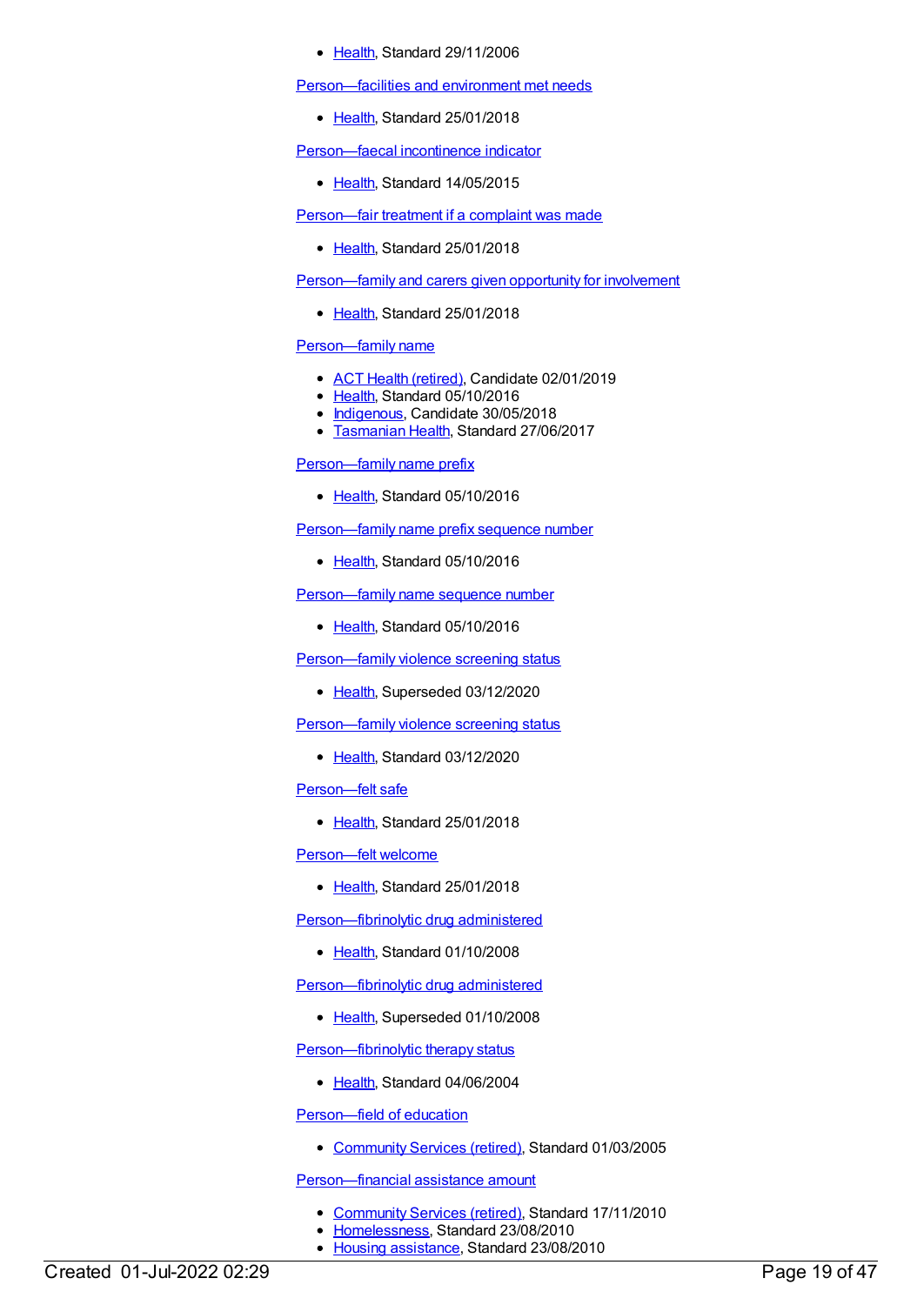- Health, Standard 29/11/2006

Person—facilities and environment met needs

- Health, Standard 25/01/2018

Person—faecal incontinence indicator

- Health, Standard 14/05/2015

Person—fair treatment if a complaint was made

- Health, Standard 25/01/2018

Person—family and carers given opportunity for involvement

- Health, Standard 25/01/2018

Person—family name

- ACT Health (retired), Candidate 02/01/2019
- Health, Standard 05/10/2016
- Indigenous, Candidate 30/05/2018
- Tasmanian Health, Standard 27/06/2017

Person—family name prefix

- Health, Standard 05/10/2016

Person—family name prefix sequence number

- Health, Standard 05/10/2016

Person—family name sequence number

- Health, Standard 05/10/2016

Person—family violence screening status

- Health, Superseded 03/12/2020

Person—family violence screening status

- Health, Standard 03/12/2020

Person—felt safe

- Health, Standard 25/01/2018

Person—felt welcome

- Health, Standard 25/01/2018

Person—fibrinolytic drug administered

- Health, Standard 01/10/2008

Person—fibrinolytic drug administered

- Health, Superseded 01/10/2008

Person—fibrinolytic therapy status

- Health, Standard 04/06/2004

Person—field of education

- Community Services (retired), Standard 01/03/2005

Person—financial assistance amount

- Community Services (retired), Standard 17/11/2010
- Homelessness, Standard 23/08/2010
- Housing assistance, Standard 23/08/2010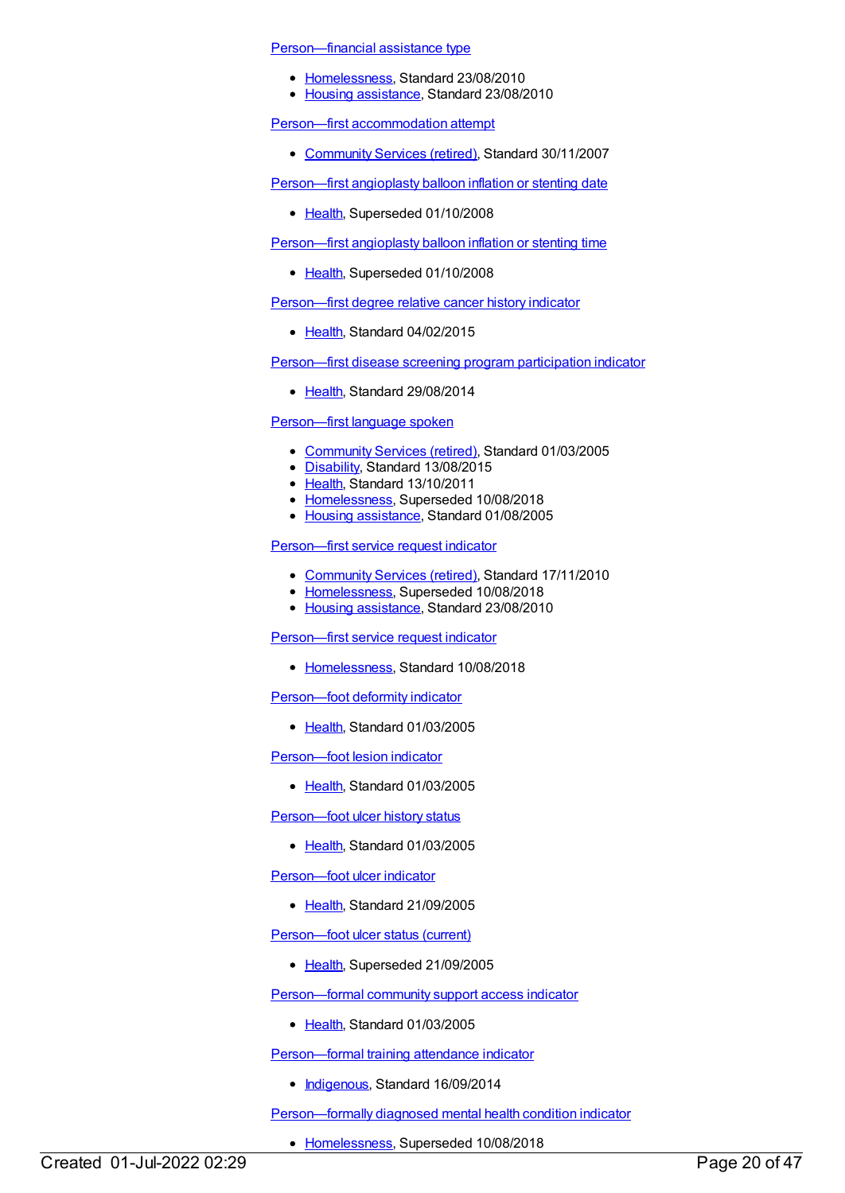[Person—financial assistance type](#)

- [Homelessness](#), Standard 23/08/2010
- [Housing assistance](#), Standard 23/08/2010

[Person—first accommodation attempt](#)

- [Community Services (retired)](#), Standard 30/11/2007

[Person—first angioplasty balloon inflation or stenting date](#)

- [Health](#), Superseded 01/10/2008

[Person—first angioplasty balloon inflation or stenting time](#)

- [Health](#), Superseded 01/10/2008

[Person—first degree relative cancer history indicator](#)

- [Health](#), Standard 04/02/2015

[Person—first disease screening program participation indicator](#)

- [Health](#), Standard 29/08/2014

[Person—first language spoken](#)

- [Community Services (retired)](#), Standard 01/03/2005
- [Disability](#), Standard 13/08/2015
- [Health](#), Standard 13/10/2011
- [Homelessness](#), Superseded 10/08/2018
- [Housing assistance](#), Standard 01/08/2005

[Person—first service request indicator](#)

- [Community Services (retired)](#), Standard 17/11/2010
- [Homelessness](#), Superseded 10/08/2018
- [Housing assistance](#), Standard 23/08/2010

[Person—first service request indicator](#)

- [Homelessness](#), Standard 10/08/2018

[Person—foot deformity indicator](#)

- [Health](#), Standard 01/03/2005

[Person—foot lesion indicator](#)

- [Health](#), Standard 01/03/2005

[Person—foot ulcer history status](#)

- [Health](#), Standard 01/03/2005

[Person—foot ulcer indicator](#)

- [Health](#), Standard 21/09/2005

[Person—foot ulcer status (current)](#)

- [Health](#), Superseded 21/09/2005

[Person—formal community support access indicator](#)

- [Health](#), Standard 01/03/2005

[Person—formal training attendance indicator](#)

- [Indigenous](#), Standard 16/09/2014

[Person—formally diagnosed mental health condition indicator](#)

- [Homelessness](#), Superseded 10/08/2018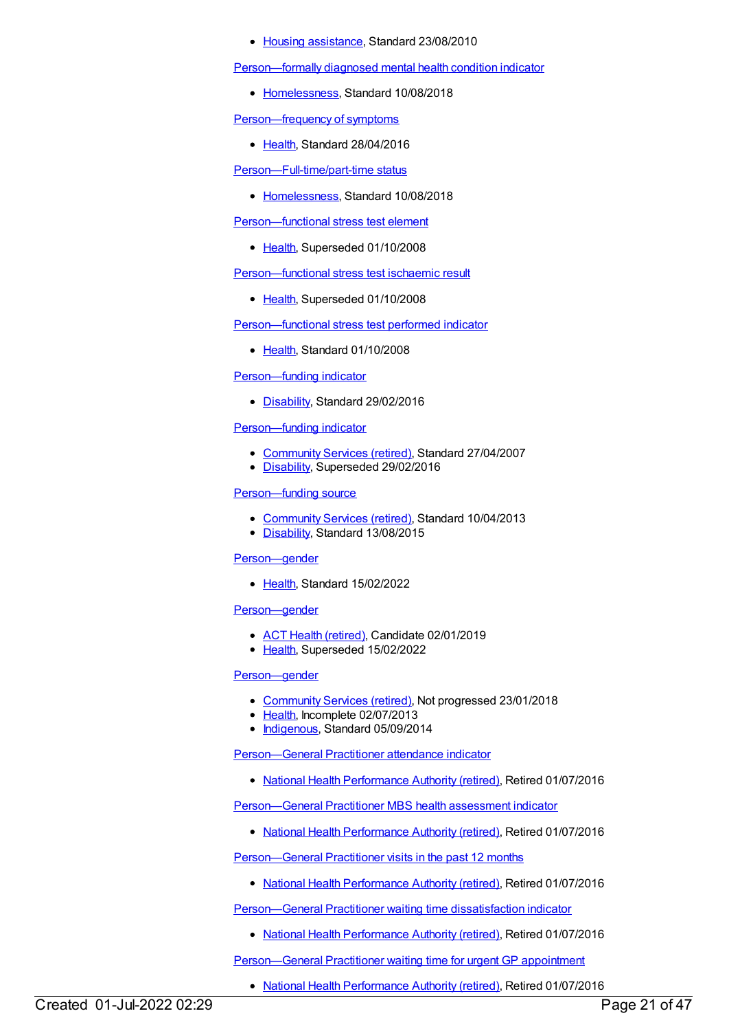- Housing assistance, Standard 23/08/2010

Person—formally diagnosed mental health condition indicator

- Homelessness, Standard 10/08/2018

Person—frequency of symptoms

- Health, Standard 28/04/2016

Person—Full-time/part-time status

- Homelessness, Standard 10/08/2018

Person—functional stress test element

- Health, Superseded 01/10/2008

Person—functional stress test ischaemic result

- Health, Superseded 01/10/2008

Person—functional stress test performed indicator

- Health, Standard 01/10/2008

Person—funding indicator

- Disability, Standard 29/02/2016

Person—funding indicator

- Community Services (retired), Standard 27/04/2007
- Disability, Superseded 29/02/2016

Person—funding source

- Community Services (retired), Standard 10/04/2013
- Disability, Standard 13/08/2015

Person—gender

- Health, Standard 15/02/2022

Person—gender

- ACT Health (retired), Candidate 02/01/2019
- Health, Superseded 15/02/2022

Person—gender

- Community Services (retired), Not progressed 23/01/2018
- Health, Incomplete 02/07/2013
- Indigenous, Standard 05/09/2014

Person—General Practitioner attendance indicator

- National Health Performance Authority (retired), Retired 01/07/2016

Person—General Practitioner MBS health assessment indicator

- National Health Performance Authority (retired), Retired 01/07/2016

Person—General Practitioner visits in the past 12 months

- National Health Performance Authority (retired), Retired 01/07/2016

Person—General Practitioner waiting time dissatisfaction indicator

- National Health Performance Authority (retired), Retired 01/07/2016

Person—General Practitioner waiting time for urgent GP appointment

- National Health Performance Authority (retired), Retired 01/07/2016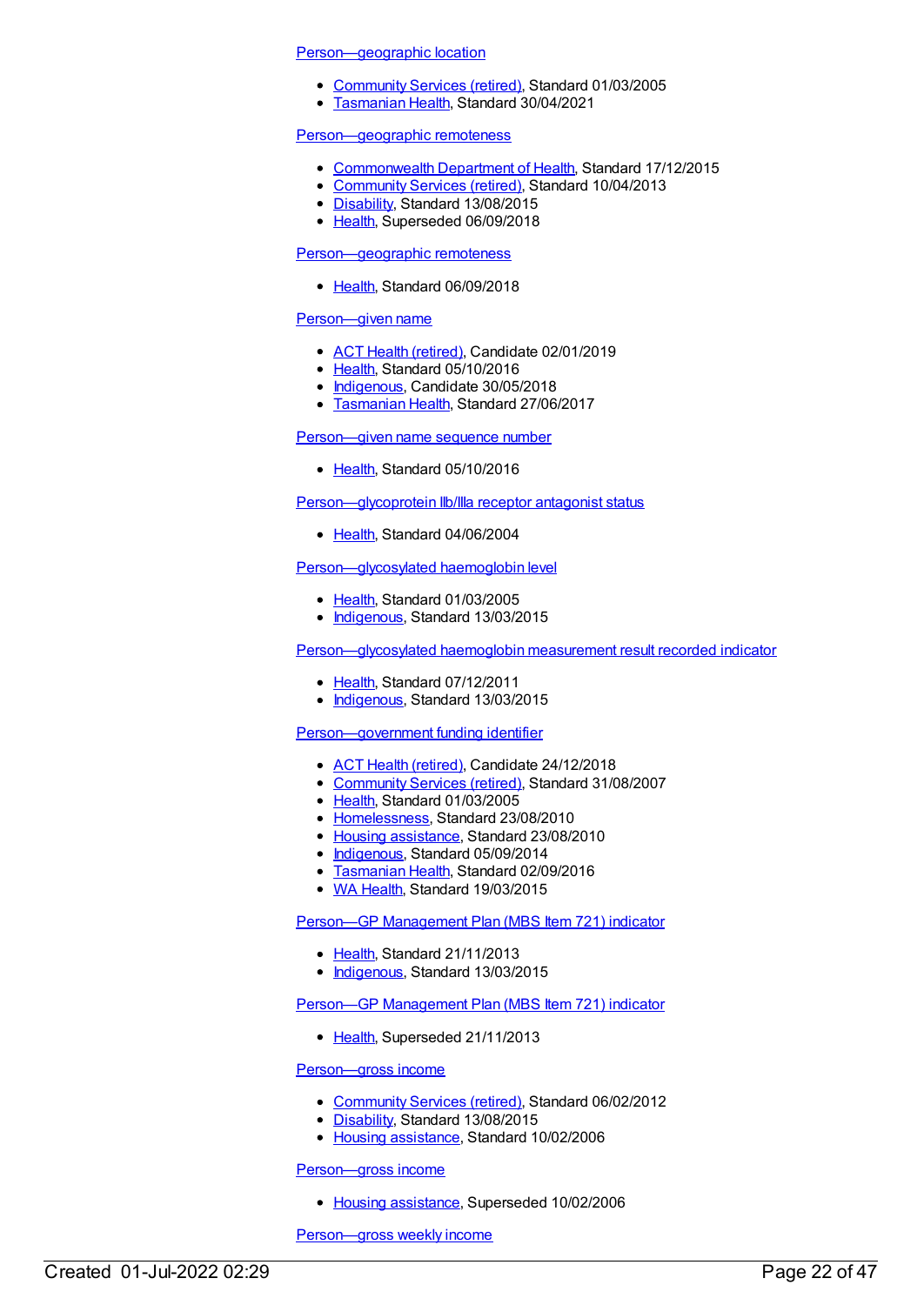Person—geographic location

- Community Services (retired), Standard 01/03/2005
- Tasmanian Health, Standard 30/04/2021

Person—geographic remoteness

- Commonwealth Department of Health, Standard 17/12/2015
- Community Services (retired), Standard 10/04/2013
- Disability, Standard 13/08/2015
- Health, Superseded 06/09/2018

Person—geographic remoteness

- Health, Standard 06/09/2018

Person—given name

- ACT Health (retired), Candidate 02/01/2019
- Health, Standard 05/10/2016
- Indigenous, Candidate 30/05/2018
- Tasmanian Health, Standard 27/06/2017

Person—given name sequence number

- Health, Standard 05/10/2016

Person—glycoprotein IIb/IIIa receptor antagonist status

- Health, Standard 04/06/2004

Person—glycosylated haemoglobin level

- Health, Standard 01/03/2005
- Indigenous, Standard 13/03/2015

Person—glycosylated haemoglobin measurement result recorded indicator

- Health, Standard 07/12/2011
- Indigenous, Standard 13/03/2015

Person—government funding identifier

- ACT Health (retired), Candidate 24/12/2018
- Community Services (retired), Standard 31/08/2007
- Health, Standard 01/03/2005
- Homelessness, Standard 23/08/2010
- Housing assistance, Standard 23/08/2010
- Indigenous, Standard 05/09/2014
- Tasmanian Health, Standard 02/09/2016
- WA Health, Standard 19/03/2015

Person—GP Management Plan (MBS Item 721) indicator

- Health, Standard 21/11/2013
- Indigenous, Standard 13/03/2015

Person—GP Management Plan (MBS Item 721) indicator

- Health, Superseded 21/11/2013

Person—gross income

- Community Services (retired), Standard 06/02/2012
- Disability, Standard 13/08/2015
- Housing assistance, Standard 10/02/2006

Person—gross income

- Housing assistance, Superseded 10/02/2006

Person—gross weekly income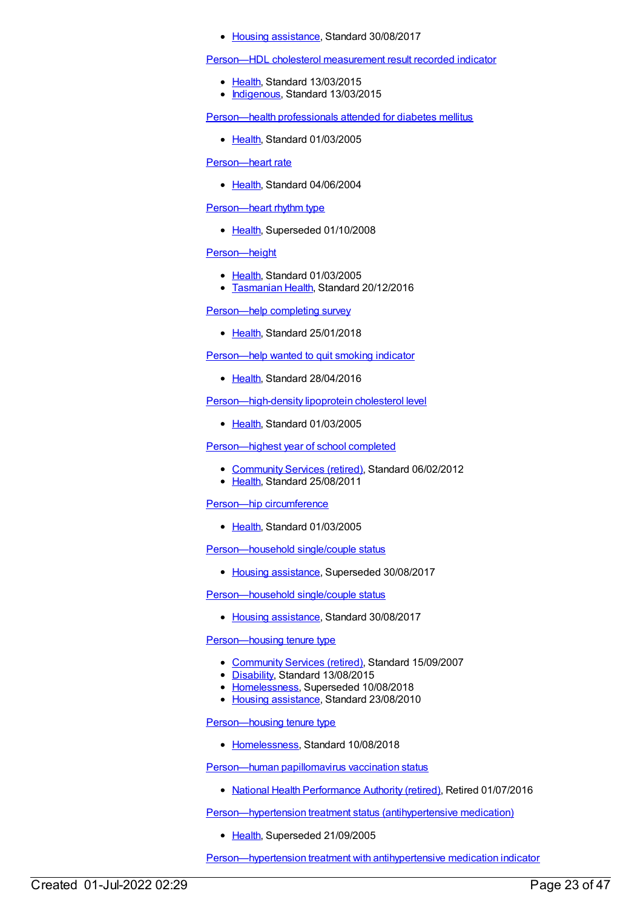- Housing assistance, Standard 30/08/2017

Person—HDL cholesterol measurement result recorded indicator

- Health, Standard 13/03/2015
- Indigenous, Standard 13/03/2015

Person—health professionals attended for diabetes mellitus

- Health, Standard 01/03/2005

Person—heart rate

- Health, Standard 04/06/2004

Person—heart rhythm type

- Health, Superseded 01/10/2008

Person—height

- Health, Standard 01/03/2005
- Tasmanian Health, Standard 20/12/2016

Person—help completing survey

- Health, Standard 25/01/2018

Person—help wanted to quit smoking indicator

- Health, Standard 28/04/2016

Person—high-density lipoprotein cholesterol level

- Health, Standard 01/03/2005

Person—highest year of school completed

- Community Services (retired), Standard 06/02/2012
- Health, Standard 25/08/2011

Person—hip circumference

- Health, Standard 01/03/2005

Person—household single/couple status

- Housing assistance, Superseded 30/08/2017

Person—household single/couple status

- Housing assistance, Standard 30/08/2017

Person—housing tenure type

- Community Services (retired), Standard 15/09/2007
- Disability, Standard 13/08/2015
- Homelessness, Superseded 10/08/2018
- Housing assistance, Standard 23/08/2010

Person—housing tenure type

- Homelessness, Standard 10/08/2018

Person—human papillomavirus vaccination status

- National Health Performance Authority (retired), Retired 01/07/2016

Person—hypertension treatment status (antihypertensive medication)

- Health, Superseded 21/09/2005

Person—hypertension treatment with antihypertensive medication indicator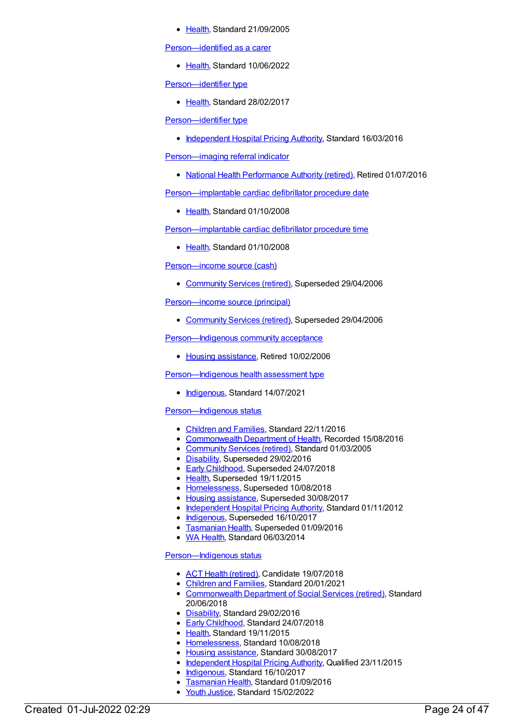- Health, Standard 21/09/2005

Person—identified as a carer

- Health, Standard 10/06/2022

Person—identifier type

- Health, Standard 28/02/2017

Person—identifier type

- Independent Hospital Pricing Authority, Standard 16/03/2016

Person—imaging referral indicator

- National Health Performance Authority (retired), Retired 01/07/2016

Person—implantable cardiac defibrillator procedure date

- Health, Standard 01/10/2008

Person—implantable cardiac defibrillator procedure time

- Health, Standard 01/10/2008

Person—income source (cash)

- Community Services (retired), Superseded 29/04/2006

Person—income source (principal)

- Community Services (retired), Superseded 29/04/2006

Person—Indigenous community acceptance

- Housing assistance, Retired 10/02/2006

Person—Indigenous health assessment type

- Indigenous, Standard 14/07/2021

Person—Indigenous status

- Children and Families, Standard 22/11/2016
- Commonwealth Department of Health, Recorded 15/08/2016
- Community Services (retired), Standard 01/03/2005
- Disability, Superseded 29/02/2016
- Early Childhood, Superseded 24/07/2018
- Health, Superseded 19/11/2015
- Homelessness, Superseded 10/08/2018
- Housing assistance, Superseded 30/08/2017
- Independent Hospital Pricing Authority, Standard 01/11/2012
- Indigenous, Superseded 16/10/2017
- Tasmanian Health, Superseded 01/09/2016
- WA Health, Standard 06/03/2014

Person—Indigenous status

- ACT Health (retired), Candidate 19/07/2018
- Children and Families, Standard 20/01/2021
- Commonwealth Department of Social Services (retired), Standard 20/06/2018
- Disability, Standard 29/02/2016
- Early Childhood, Standard 24/07/2018
- Health, Standard 19/11/2015
- Homelessness, Standard 10/08/2018
- Housing assistance, Standard 30/08/2017
- Independent Hospital Pricing Authority, Qualified 23/11/2015
- Indigenous, Standard 16/10/2017
- Tasmanian Health, Standard 01/09/2016
- Youth Justice, Standard 15/02/2022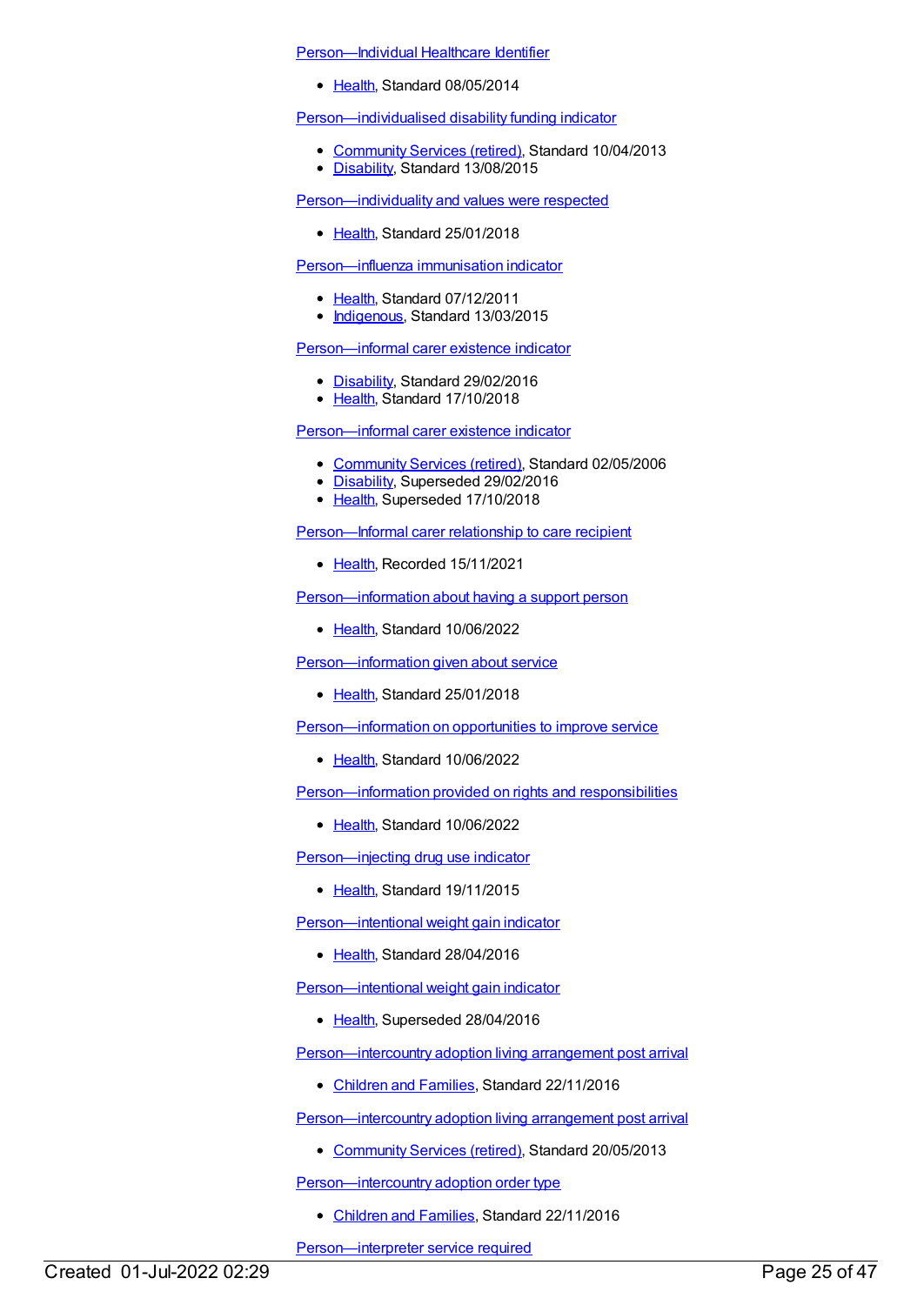Person—Individual Healthcare Identifier

- Health, Standard 08/05/2014

Person—individualised disability funding indicator

- Community Services (retired), Standard 10/04/2013
- Disability, Standard 13/08/2015

Person—individuality and values were respected

- Health, Standard 25/01/2018

Person—influenza immunisation indicator

- Health, Standard 07/12/2011
- Indigenous, Standard 13/03/2015

Person—informal carer existence indicator

- Disability, Standard 29/02/2016
- Health, Standard 17/10/2018

Person—informal carer existence indicator

- Community Services (retired), Standard 02/05/2006
- Disability, Superseded 29/02/2016
- Health, Superseded 17/10/2018

Person—Informal carer relationship to care recipient

- Health, Recorded 15/11/2021

Person—information about having a support person

- Health, Standard 10/06/2022

Person—information given about service

- Health, Standard 25/01/2018

Person—information on opportunities to improve service

- Health, Standard 10/06/2022

Person—information provided on rights and responsibilities

- Health, Standard 10/06/2022

Person—injecting drug use indicator

- Health, Standard 19/11/2015

Person—intentional weight gain indicator

- Health, Standard 28/04/2016

Person—intentional weight gain indicator

- Health, Superseded 28/04/2016

Person—intercountry adoption living arrangement post arrival

- Children and Families, Standard 22/11/2016

Person—intercountry adoption living arrangement post arrival

- Community Services (retired), Standard 20/05/2013

Person—intercountry adoption order type

- Children and Families, Standard 22/11/2016

Person—interpreter service required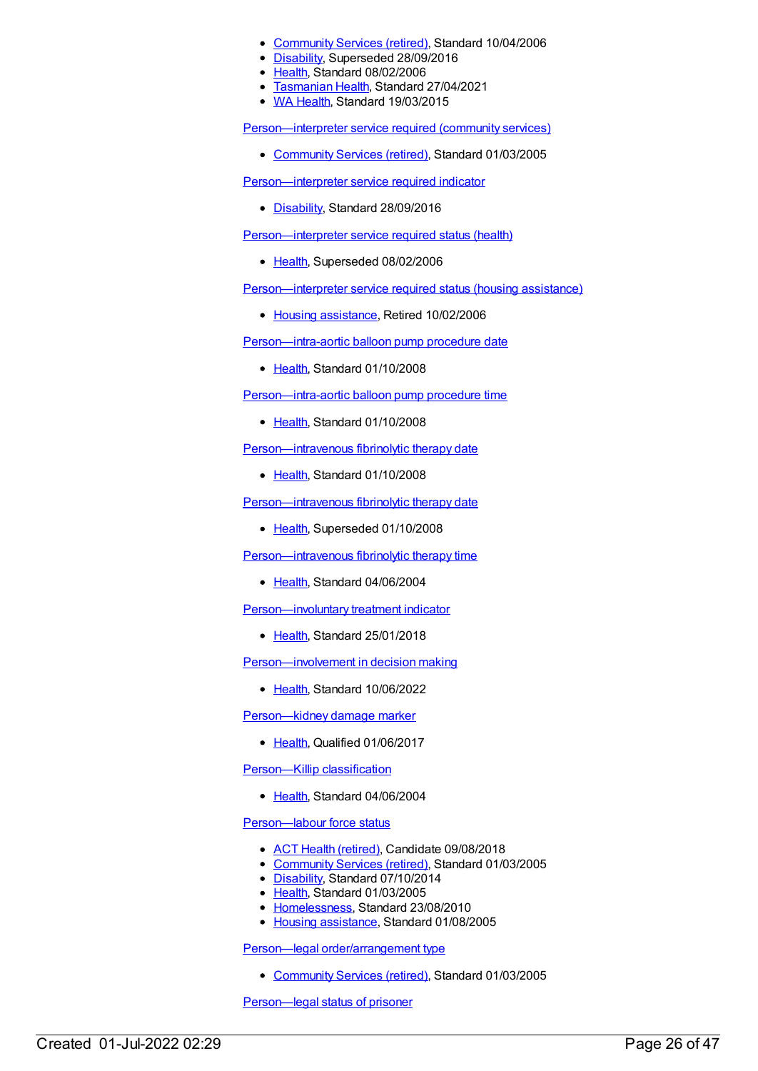- Community Services (retired), Standard 10/04/2006
- Disability, Superseded 28/09/2016
- Health, Standard 08/02/2006
- Tasmanian Health, Standard 27/04/2021
- WA Health, Standard 19/03/2015

Person—interpreter service required (community services)

- Community Services (retired), Standard 01/03/2005

Person—interpreter service required indicator

- Disability, Standard 28/09/2016

Person—interpreter service required status (health)

- Health, Superseded 08/02/2006

Person—interpreter service required status (housing assistance)

- Housing assistance, Retired 10/02/2006

Person—intra-aortic balloon pump procedure date

- Health, Standard 01/10/2008

Person—intra-aortic balloon pump procedure time

- Health, Standard 01/10/2008

Person—intravenous fibrinolytic therapy date

- Health, Standard 01/10/2008

Person—intravenous fibrinolytic therapy date

- Health, Superseded 01/10/2008

Person—intravenous fibrinolytic therapy time

- Health, Standard 04/06/2004

Person—involuntary treatment indicator

- Health, Standard 25/01/2018

Person—involvement in decision making

- Health, Standard 10/06/2022

Person—kidney damage marker

- Health, Qualified 01/06/2017

Person—Killip classification

- Health, Standard 04/06/2004

Person—labour force status

- ACT Health (retired), Candidate 09/08/2018
- Community Services (retired), Standard 01/03/2005
- Disability, Standard 07/10/2014
- Health, Standard 01/03/2005
- Homelessness, Standard 23/08/2010
- Housing assistance, Standard 01/08/2005

Person—legal order/arrangement type

- Community Services (retired), Standard 01/03/2005

Person—legal status of prisoner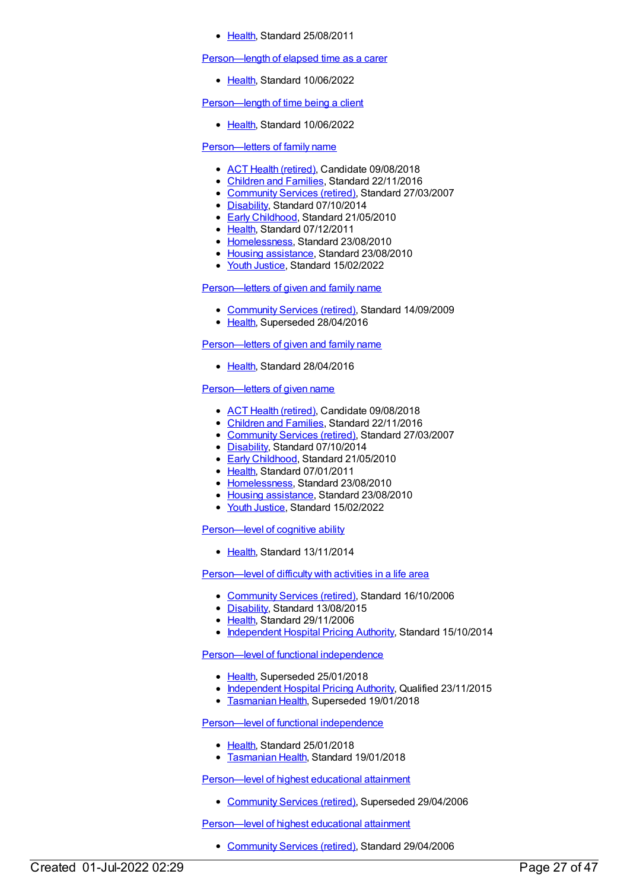- Health, Standard 25/08/2011

Person—length of elapsed time as a carer

- Health, Standard 10/06/2022

Person—length of time being a client

- Health, Standard 10/06/2022

Person—letters of family name

- ACT Health (retired), Candidate 09/08/2018
- Children and Families, Standard 22/11/2016
- Community Services (retired), Standard 27/03/2007
- Disability, Standard 07/10/2014
- Early Childhood, Standard 21/05/2010
- Health, Standard 07/12/2011
- Homelessness, Standard 23/08/2010
- Housing assistance, Standard 23/08/2010
- Youth Justice, Standard 15/02/2022

Person—letters of given and family name

- Community Services (retired), Standard 14/09/2009
- Health, Superseded 28/04/2016

Person—letters of given and family name

- Health, Standard 28/04/2016

Person—letters of given name

- ACT Health (retired), Candidate 09/08/2018
- Children and Families, Standard 22/11/2016
- Community Services (retired), Standard 27/03/2007
- Disability, Standard 07/10/2014
- Early Childhood, Standard 21/05/2010
- Health, Standard 07/01/2011
- Homelessness, Standard 23/08/2010
- Housing assistance, Standard 23/08/2010
- Youth Justice, Standard 15/02/2022

Person—level of cognitive ability

- Health, Standard 13/11/2014

Person—level of difficulty with activities in a life area

- Community Services (retired), Standard 16/10/2006
- Disability, Standard 13/08/2015
- Health, Standard 29/11/2006
- Independent Hospital Pricing Authority, Standard 15/10/2014

Person—level of functional independence

- Health, Superseded 25/01/2018
- Independent Hospital Pricing Authority, Qualified 23/11/2015
- Tasmanian Health, Superseded 19/01/2018

Person—level of functional independence

- Health, Standard 25/01/2018
- Tasmanian Health, Standard 19/01/2018

Person—level of highest educational attainment

- Community Services (retired), Superseded 29/04/2006

Person—level of highest educational attainment

- Community Services (retired), Standard 29/04/2006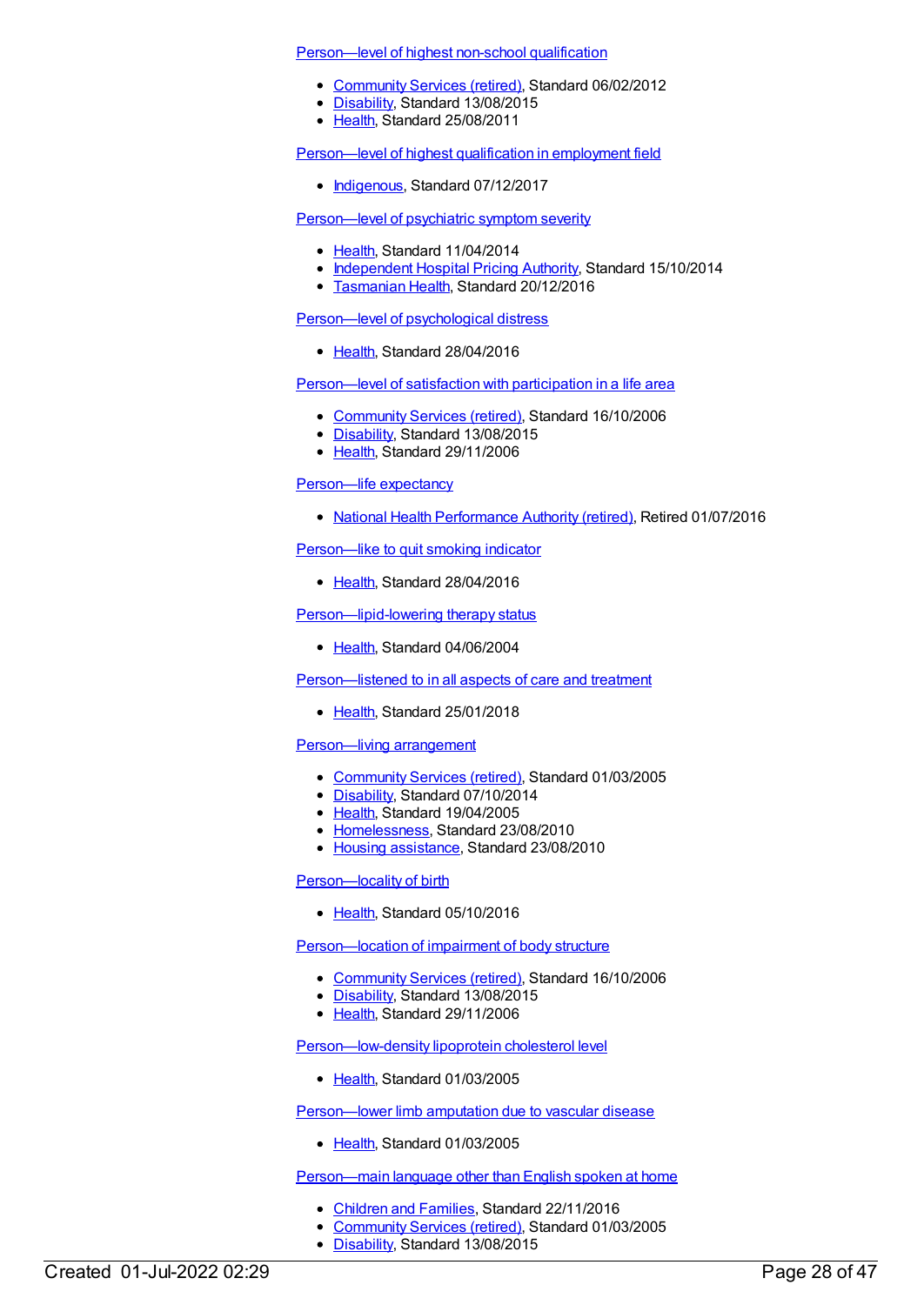Person—level of highest non-school qualification

- Community Services (retired), Standard 06/02/2012
- Disability, Standard 13/08/2015
- Health, Standard 25/08/2011

Person—level of highest qualification in employment field

- Indigenous, Standard 07/12/2017

Person—level of psychiatric symptom severity

- Health, Standard 11/04/2014
- Independent Hospital Pricing Authority, Standard 15/10/2014
- Tasmanian Health, Standard 20/12/2016

Person—level of psychological distress

- Health, Standard 28/04/2016

Person—level of satisfaction with participation in a life area

- Community Services (retired), Standard 16/10/2006
- Disability, Standard 13/08/2015
- Health, Standard 29/11/2006

Person—life expectancy

- National Health Performance Authority (retired), Retired 01/07/2016

Person—like to quit smoking indicator

- Health, Standard 28/04/2016

Person—lipid-lowering therapy status

- Health, Standard 04/06/2004

Person—listened to in all aspects of care and treatment

- Health, Standard 25/01/2018

Person—living arrangement

- Community Services (retired), Standard 01/03/2005
- Disability, Standard 07/10/2014
- Health, Standard 19/04/2005
- Homelessness, Standard 23/08/2010
- Housing assistance, Standard 23/08/2010

Person—locality of birth

- Health, Standard 05/10/2016

Person—location of impairment of body structure

- Community Services (retired), Standard 16/10/2006
- Disability, Standard 13/08/2015
- Health, Standard 29/11/2006

Person—low-density lipoprotein cholesterol level

- Health, Standard 01/03/2005

Person—lower limb amputation due to vascular disease

- Health, Standard 01/03/2005

Person—main language other than English spoken at home

- Children and Families, Standard 22/11/2016
- Community Services (retired), Standard 01/03/2005
- Disability, Standard 13/08/2015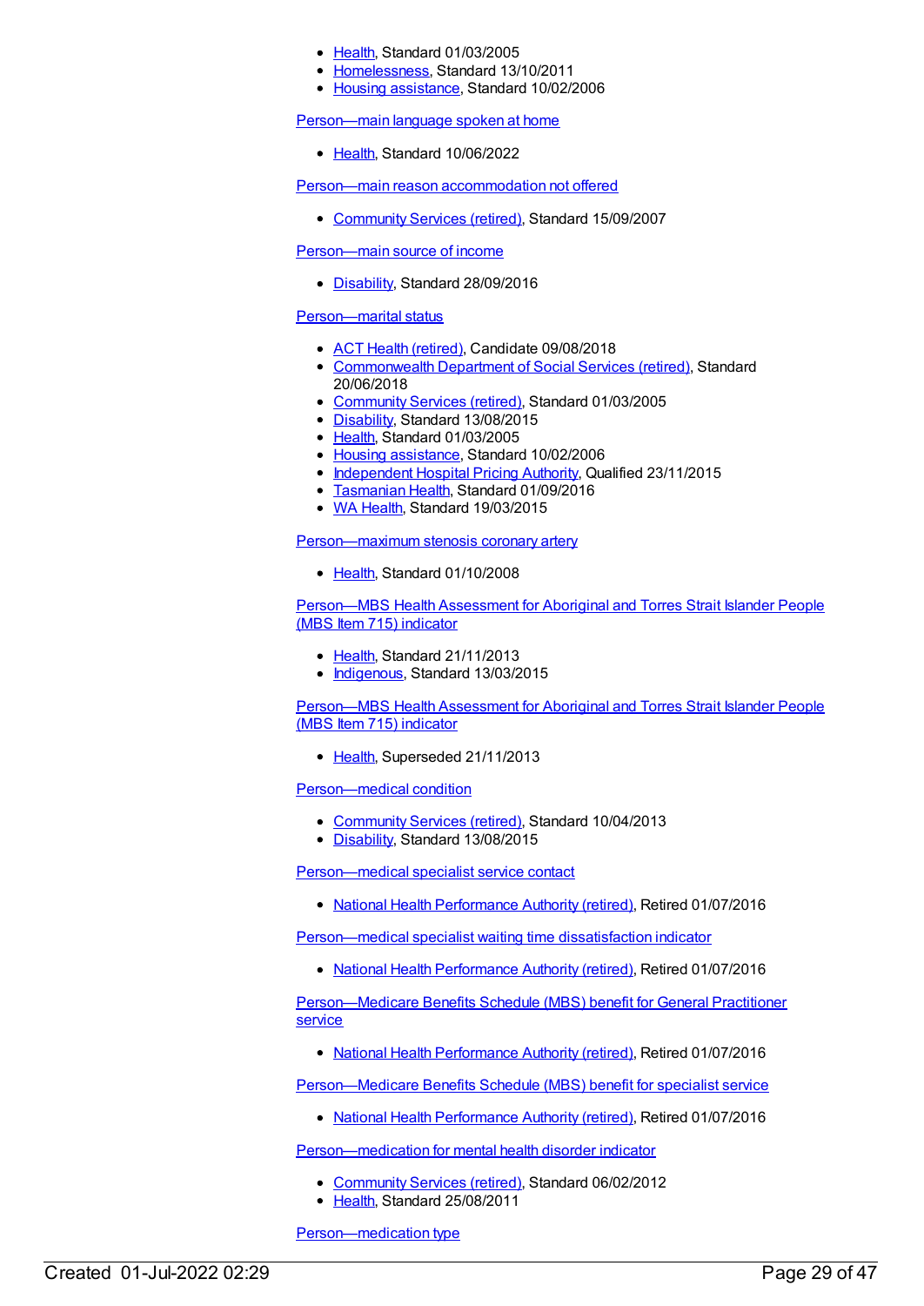- Health, Standard 01/03/2005
- Homelessness, Standard 13/10/2011
- Housing assistance, Standard 10/02/2006

Person—main language spoken at home

- Health, Standard 10/06/2022

Person—main reason accommodation not offered

- Community Services (retired), Standard 15/09/2007

Person—main source of income

- Disability, Standard 28/09/2016

Person—marital status

- ACT Health (retired), Candidate 09/08/2018
- Commonwealth Department of Social Services (retired), Standard 20/06/2018
- Community Services (retired), Standard 01/03/2005
- Disability, Standard 13/08/2015
- Health, Standard 01/03/2005
- Housing assistance, Standard 10/02/2006
- Independent Hospital Pricing Authority, Qualified 23/11/2015
- Tasmanian Health, Standard 01/09/2016
- WA Health, Standard 19/03/2015

Person—maximum stenosis coronary artery

- Health, Standard 01/10/2008

Person—MBS Health Assessment for Aboriginal and Torres Strait Islander People (MBS Item 715) indicator

- Health, Standard 21/11/2013
- Indigenous, Standard 13/03/2015

Person—MBS Health Assessment for Aboriginal and Torres Strait Islander People (MBS Item 715) indicator

- Health, Superseded 21/11/2013

Person—medical condition

- Community Services (retired), Standard 10/04/2013
- Disability, Standard 13/08/2015

Person—medical specialist service contact

- National Health Performance Authority (retired), Retired 01/07/2016

Person—medical specialist waiting time dissatisfaction indicator

- National Health Performance Authority (retired), Retired 01/07/2016

Person—Medicare Benefits Schedule (MBS) benefit for General Practitioner service

- National Health Performance Authority (retired), Retired 01/07/2016

Person—Medicare Benefits Schedule (MBS) benefit for specialist service

- National Health Performance Authority (retired), Retired 01/07/2016

Person—medication for mental health disorder indicator

- Community Services (retired), Standard 06/02/2012
- Health, Standard 25/08/2011

Person—medication type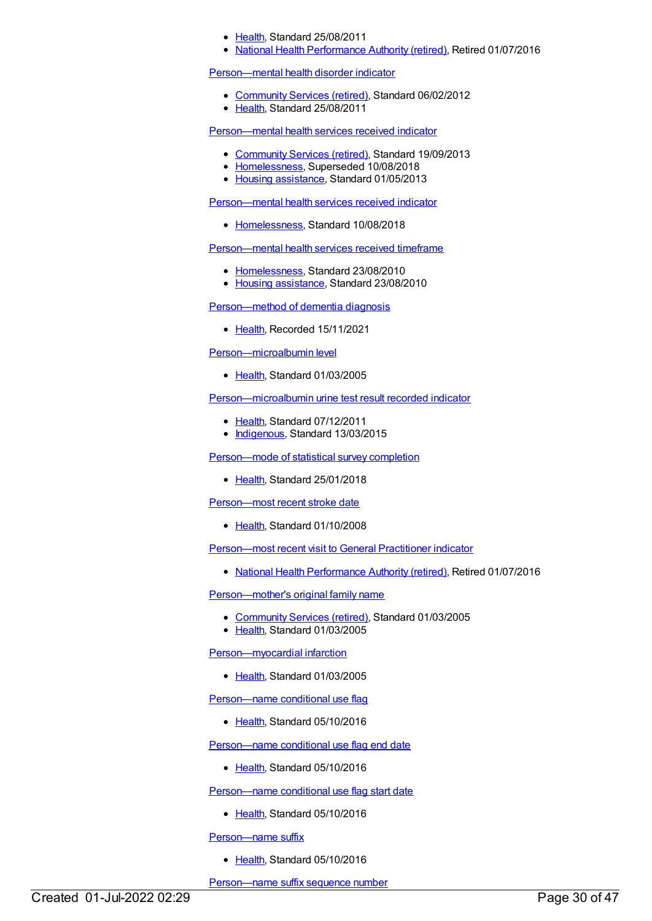- Health, Standard 25/08/2011
- National Health Performance Authority (retired), Retired 01/07/2016

Person—mental health disorder indicator

- Community Services (retired), Standard 06/02/2012
- Health, Standard 25/08/2011

Person—mental health services received indicator

- Community Services (retired), Standard 19/09/2013
- Homelessness, Superseded 10/08/2018
- Housing assistance, Standard 01/05/2013

Person—mental health services received indicator

- Homelessness, Standard 10/08/2018

Person—mental health services received timeframe

- Homelessness, Standard 23/08/2010
- Housing assistance, Standard 23/08/2010

Person—method of dementia diagnosis

- Health, Recorded 15/11/2021

Person—microalbumin level

- Health, Standard 01/03/2005

Person—microalbumin urine test result recorded indicator

- Health, Standard 07/12/2011
- Indigenous, Standard 13/03/2015

Person—mode of statistical survey completion

- Health, Standard 25/01/2018

Person—most recent stroke date

- Health, Standard 01/10/2008

Person—most recent visit to General Practitioner indicator

- National Health Performance Authority (retired), Retired 01/07/2016

Person—mother's original family name

- Community Services (retired), Standard 01/03/2005
- Health, Standard 01/03/2005

Person—myocardial infarction

- Health, Standard 01/03/2005

Person—name conditional use flag

- Health, Standard 05/10/2016

Person—name conditional use flag end date

- Health, Standard 05/10/2016

Person—name conditional use flag start date

- Health, Standard 05/10/2016

Person—name suffix

- Health, Standard 05/10/2016

Person—name suffix sequence number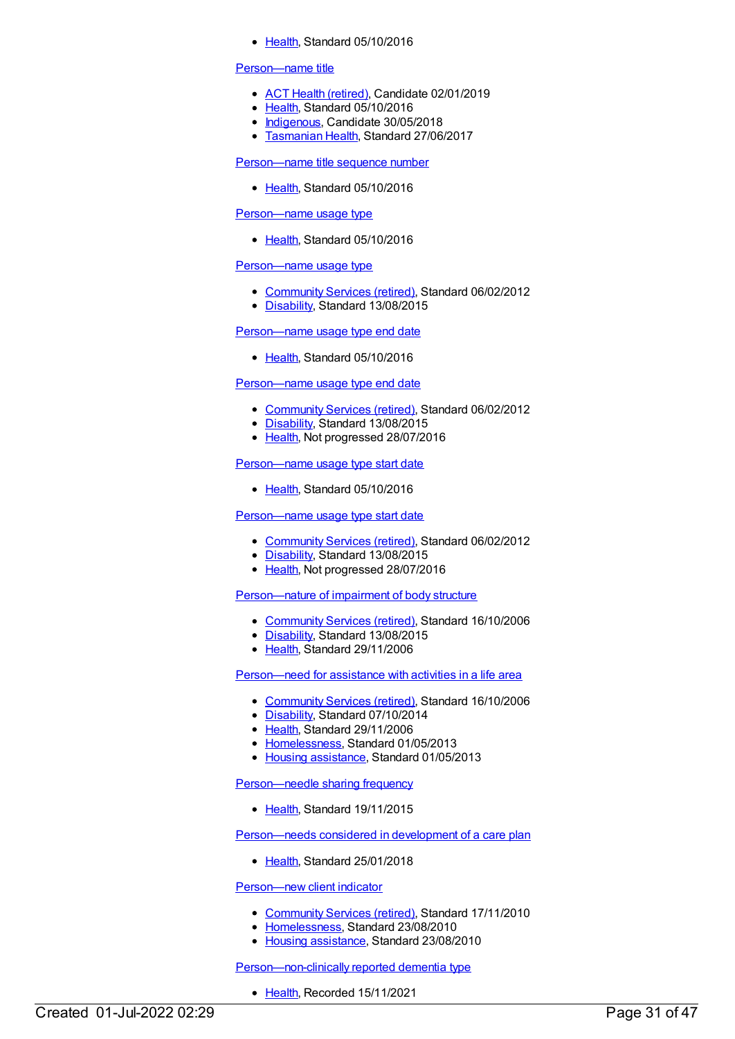- Health, Standard 05/10/2016

Person—name title

- ACT Health (retired), Candidate 02/01/2019
- Health, Standard 05/10/2016
- Indigenous, Candidate 30/05/2018
- Tasmanian Health, Standard 27/06/2017

Person—name title sequence number

- Health, Standard 05/10/2016

Person—name usage type

- Health, Standard 05/10/2016

Person—name usage type

- Community Services (retired), Standard 06/02/2012
- Disability, Standard 13/08/2015

Person—name usage type end date

- Health, Standard 05/10/2016

Person—name usage type end date

- Community Services (retired), Standard 06/02/2012
- Disability, Standard 13/08/2015
- Health, Not progressed 28/07/2016

Person—name usage type start date

- Health, Standard 05/10/2016

Person—name usage type start date

- Community Services (retired), Standard 06/02/2012
- Disability, Standard 13/08/2015
- Health, Not progressed 28/07/2016

Person—nature of impairment of body structure

- Community Services (retired), Standard 16/10/2006
- Disability, Standard 13/08/2015
- Health, Standard 29/11/2006

Person—need for assistance with activities in a life area

- Community Services (retired), Standard 16/10/2006
- Disability, Standard 07/10/2014
- Health, Standard 29/11/2006
- Homelessness, Standard 01/05/2013
- Housing assistance, Standard 01/05/2013

Person—needle sharing frequency

- Health, Standard 19/11/2015

Person—needs considered in development of a care plan

- Health, Standard 25/01/2018

Person—new client indicator

- Community Services (retired), Standard 17/11/2010
- Homelessness, Standard 23/08/2010
- Housing assistance, Standard 23/08/2010

Person—non-clinically reported dementia type

- Health, Recorded 15/11/2021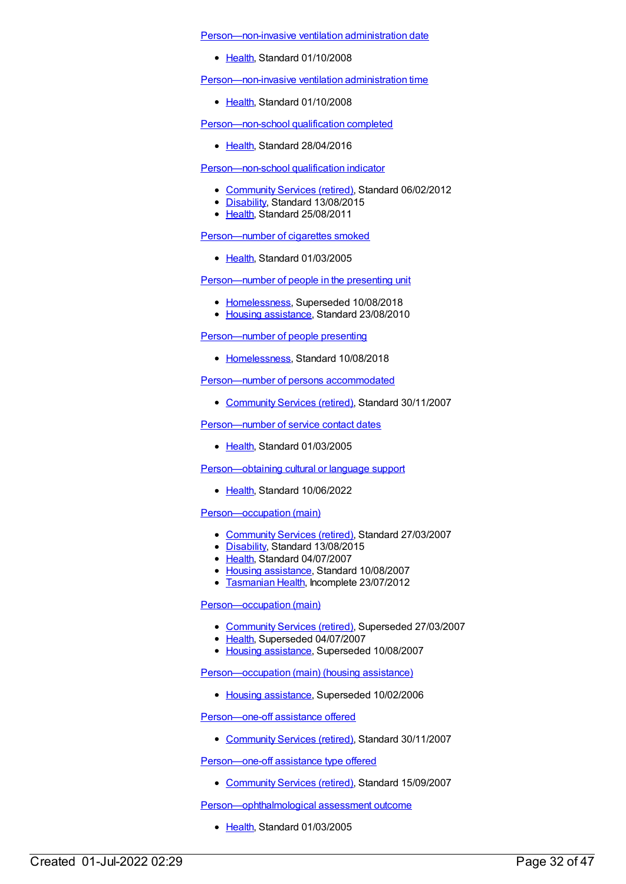Person—non-invasive ventilation administration date

- Health, Standard 01/10/2008

Person—non-invasive ventilation administration time

- Health, Standard 01/10/2008

Person—non-school qualification completed

- Health, Standard 28/04/2016

Person—non-school qualification indicator

- Community Services (retired), Standard 06/02/2012
- Disability, Standard 13/08/2015
- Health, Standard 25/08/2011

Person—number of cigarettes smoked

- Health, Standard 01/03/2005

Person—number of people in the presenting unit

- Homelessness, Superseded 10/08/2018
- Housing assistance, Standard 23/08/2010

Person—number of people presenting

- Homelessness, Standard 10/08/2018

Person—number of persons accommodated

- Community Services (retired), Standard 30/11/2007

Person—number of service contact dates

- Health, Standard 01/03/2005

Person—obtaining cultural or language support

- Health, Standard 10/06/2022

Person—occupation (main)

- Community Services (retired), Standard 27/03/2007
- Disability, Standard 13/08/2015
- Health, Standard 04/07/2007
- Housing assistance, Standard 10/08/2007
- Tasmanian Health, Incomplete 23/07/2012

Person—occupation (main)

- Community Services (retired), Superseded 27/03/2007
- Health, Superseded 04/07/2007
- Housing assistance, Superseded 10/08/2007

Person—occupation (main) (housing assistance)

- Housing assistance, Superseded 10/02/2006

Person—one-off assistance offered

- Community Services (retired), Standard 30/11/2007

Person—one-off assistance type offered

- Community Services (retired), Standard 15/09/2007

Person—ophthalmological assessment outcome

- Health, Standard 01/03/2005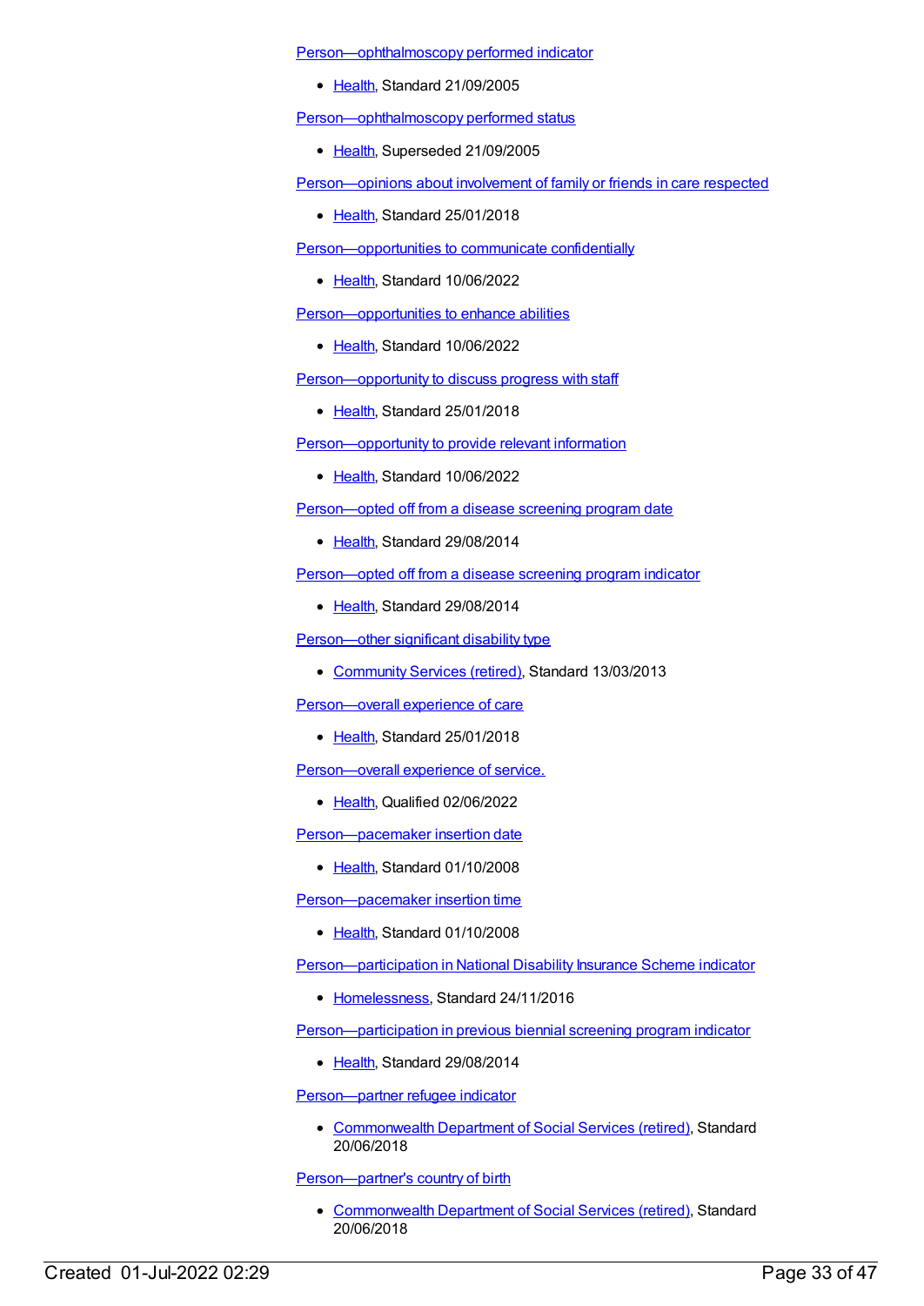Person—ophthalmoscopy performed indicator

- Health, Standard 21/09/2005

Person—ophthalmoscopy performed status

- Health, Superseded 21/09/2005

Person—opinions about involvement of family or friends in care respected

- Health, Standard 25/01/2018

Person—opportunities to communicate confidentially

- Health, Standard 10/06/2022

Person—opportunities to enhance abilities

- Health, Standard 10/06/2022

Person—opportunity to discuss progress with staff

- Health, Standard 25/01/2018

Person—opportunity to provide relevant information

- Health, Standard 10/06/2022

Person—opted off from a disease screening program date

- Health, Standard 29/08/2014

Person—opted off from a disease screening program indicator

- Health, Standard 29/08/2014

Person—other significant disability type

- Community Services (retired), Standard 13/03/2013

Person—overall experience of care

- Health, Standard 25/01/2018

Person—overall experience of service.

- Health, Qualified 02/06/2022

Person—pacemaker insertion date

- Health, Standard 01/10/2008

Person—pacemaker insertion time

- Health, Standard 01/10/2008

Person—participation in National Disability Insurance Scheme indicator

- Homelessness, Standard 24/11/2016

Person—participation in previous biennial screening program indicator

- Health, Standard 29/08/2014

Person—partner refugee indicator

- Commonwealth Department of Social Services (retired), Standard 20/06/2018

Person—partner's country of birth

- Commonwealth Department of Social Services (retired), Standard 20/06/2018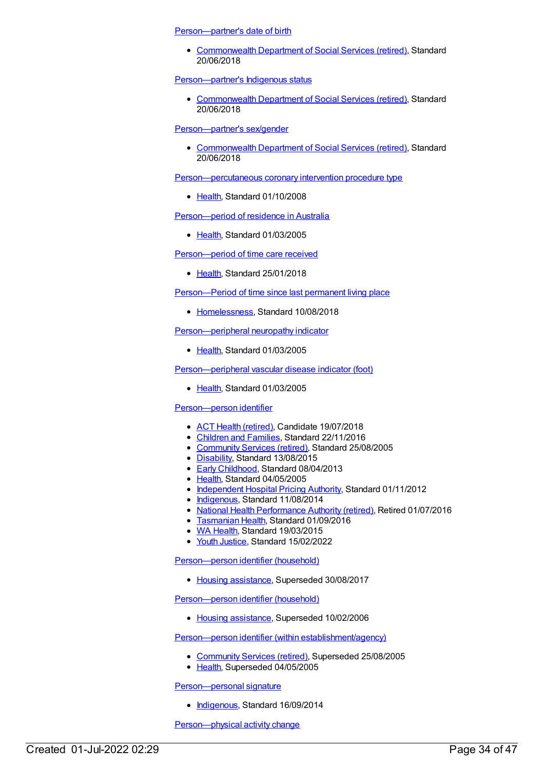Person—partner's date of birth

- Commonwealth Department of Social Services (retired), Standard 20/06/2018

Person—partner's Indigenous status

- Commonwealth Department of Social Services (retired), Standard 20/06/2018

Person—partner's sex/gender

- Commonwealth Department of Social Services (retired), Standard 20/06/2018

Person—percutaneous coronary intervention procedure type

- Health, Standard 01/10/2008

Person—period of residence in Australia

- Health, Standard 01/03/2005

Person—period of time care received

- Health, Standard 25/01/2018

Person—Period of time since last permanent living place

- Homelessness, Standard 10/08/2018

Person—peripheral neuropathy indicator

- Health, Standard 01/03/2005

Person—peripheral vascular disease indicator (foot)

- Health, Standard 01/03/2005

Person—person identifier

- ACT Health (retired), Candidate 19/07/2018
- Children and Families, Standard 22/11/2016
- Community Services (retired), Standard 25/08/2005
- Disability, Standard 13/08/2015
- Early Childhood, Standard 08/04/2013
- Health, Standard 04/05/2005
- Independent Hospital Pricing Authority, Standard 01/11/2012
- Indigenous, Standard 11/08/2014
- National Health Performance Authority (retired), Retired 01/07/2016
- Tasmanian Health, Standard 01/09/2016
- WA Health, Standard 19/03/2015
- Youth Justice, Standard 15/02/2022

Person—person identifier (household)

- Housing assistance, Superseded 30/08/2017

Person—person identifier (household)

- Housing assistance, Superseded 10/02/2006

Person—person identifier (within establishment/agency)

- Community Services (retired), Superseded 25/08/2005
- Health, Superseded 04/05/2005

Person—personal signature

- Indigenous, Standard 16/09/2014

Person—physical activity change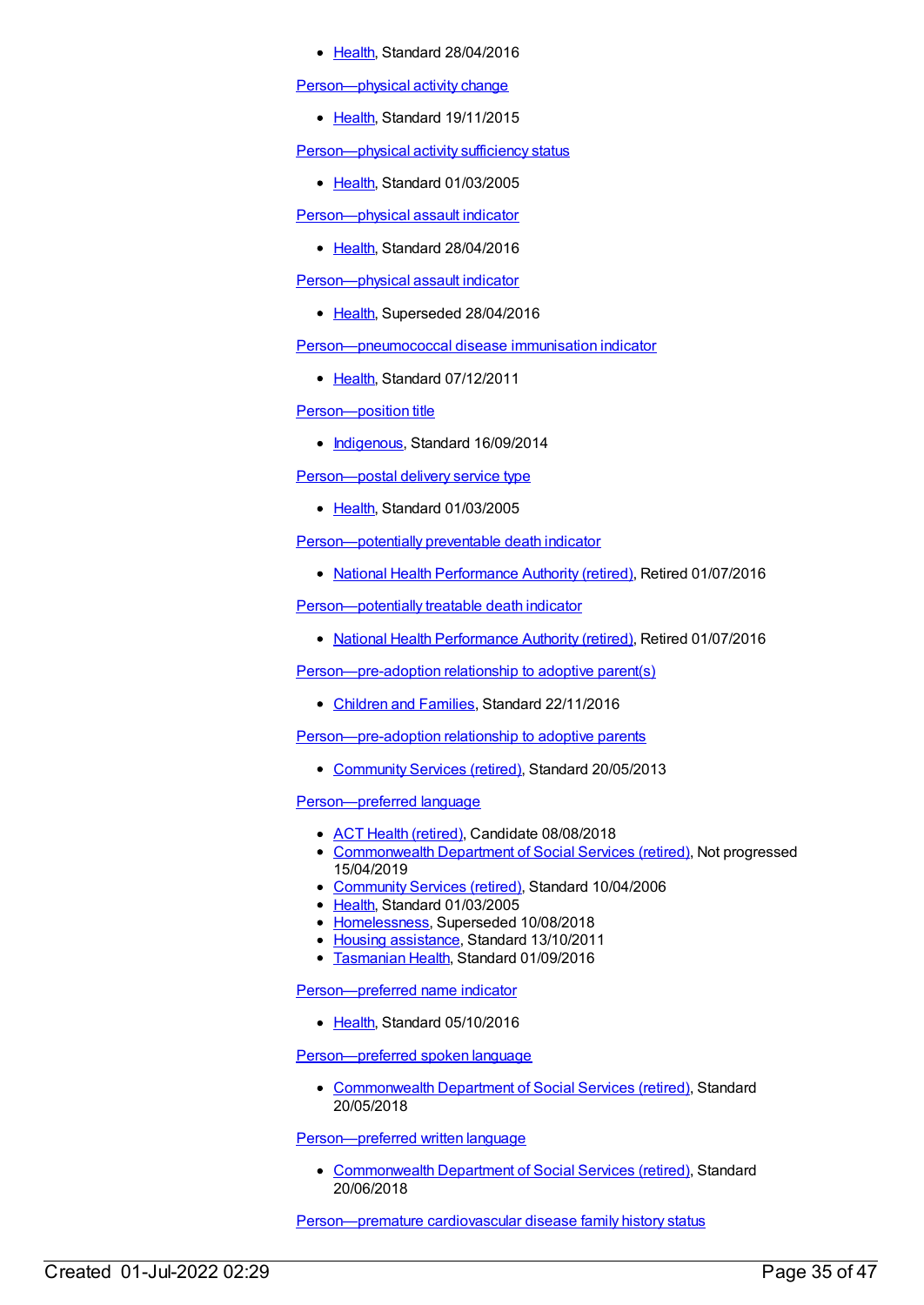- Health, Standard 28/04/2016

Person—physical activity change

- Health, Standard 19/11/2015

Person—physical activity sufficiency status

- Health, Standard 01/03/2005

Person—physical assault indicator

- Health, Standard 28/04/2016

Person—physical assault indicator

- Health, Superseded 28/04/2016

Person—pneumococcal disease immunisation indicator

- Health, Standard 07/12/2011

Person—position title

- Indigenous, Standard 16/09/2014

Person—postal delivery service type

- Health, Standard 01/03/2005

Person—potentially preventable death indicator

- National Health Performance Authority (retired), Retired 01/07/2016

Person—potentially treatable death indicator

- National Health Performance Authority (retired), Retired 01/07/2016

Person—pre-adoption relationship to adoptive parent(s)

- Children and Families, Standard 22/11/2016

Person—pre-adoption relationship to adoptive parents

- Community Services (retired), Standard 20/05/2013

Person—preferred language

- ACT Health (retired), Candidate 08/08/2018
- Commonwealth Department of Social Services (retired), Not progressed 15/04/2019
- Community Services (retired), Standard 10/04/2006
- Health, Standard 01/03/2005
- Homelessness, Superseded 10/08/2018
- Housing assistance, Standard 13/10/2011
- Tasmanian Health, Standard 01/09/2016

Person—preferred name indicator

- Health, Standard 05/10/2016

Person—preferred spoken language

- Commonwealth Department of Social Services (retired), Standard 20/05/2018

Person—preferred written language

- Commonwealth Department of Social Services (retired), Standard 20/06/2018

Person—premature cardiovascular disease family history status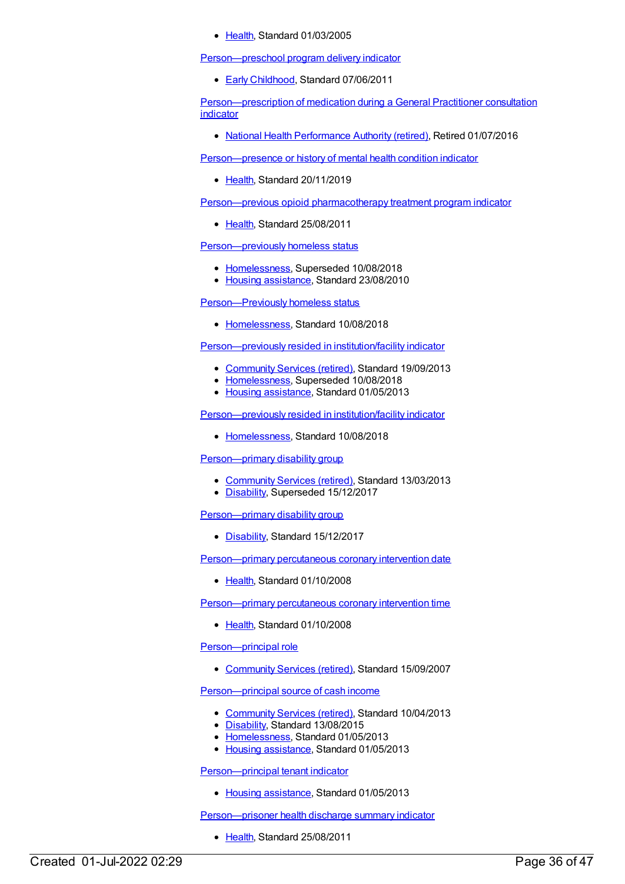- Health, Standard 01/03/2005

Person—preschool program delivery indicator

- Early Childhood, Standard 07/06/2011

Person—prescription of medication during a General Practitioner consultation indicator

- National Health Performance Authority (retired), Retired 01/07/2016

Person—presence or history of mental health condition indicator

- Health, Standard 20/11/2019

Person—previous opioid pharmacotherapy treatment program indicator

- Health, Standard 25/08/2011

Person—previously homeless status

- Homelessness, Superseded 10/08/2018
- Housing assistance, Standard 23/08/2010

Person—Previously homeless status

- Homelessness, Standard 10/08/2018

Person—previously resided in institution/facility indicator

- Community Services (retired), Standard 19/09/2013
- Homelessness, Superseded 10/08/2018
- Housing assistance, Standard 01/05/2013

Person—previously resided in institution/facility indicator

- Homelessness, Standard 10/08/2018

Person—primary disability group

- Community Services (retired), Standard 13/03/2013
- Disability, Superseded 15/12/2017

Person—primary disability group

- Disability, Standard 15/12/2017

Person—primary percutaneous coronary intervention date

- Health, Standard 01/10/2008

Person—primary percutaneous coronary intervention time

- Health, Standard 01/10/2008

Person—principal role

- Community Services (retired), Standard 15/09/2007

Person—principal source of cash income

- Community Services (retired), Standard 10/04/2013
- Disability, Standard 13/08/2015
- Homelessness, Standard 01/05/2013
- Housing assistance, Standard 01/05/2013

Person—principal tenant indicator

- Housing assistance, Standard 01/05/2013

Person—prisoner health discharge summary indicator

- Health, Standard 25/08/2011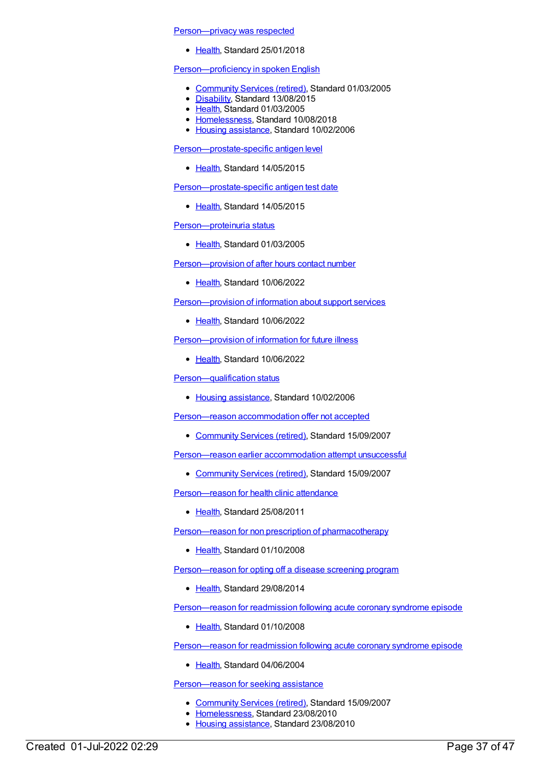Person—privacy was respected

- Health, Standard 25/01/2018

Person—proficiency in spoken English

- Community Services (retired), Standard 01/03/2005
- Disability, Standard 13/08/2015
- Health, Standard 01/03/2005
- Homelessness, Standard 10/08/2018
- Housing assistance, Standard 10/02/2006

Person—prostate-specific antigen level

- Health, Standard 14/05/2015

Person—prostate-specific antigen test date

- Health, Standard 14/05/2015

Person—proteinuria status

- Health, Standard 01/03/2005

Person—provision of after hours contact number

- Health, Standard 10/06/2022

Person—provision of information about support services

- Health, Standard 10/06/2022

Person—provision of information for future illness

- Health, Standard 10/06/2022

Person—qualification status

- Housing assistance, Standard 10/02/2006

Person—reason accommodation offer not accepted

- Community Services (retired), Standard 15/09/2007

Person—reason earlier accommodation attempt unsuccessful

- Community Services (retired), Standard 15/09/2007

Person—reason for health clinic attendance

- Health, Standard 25/08/2011

Person—reason for non prescription of pharmacotherapy

- Health, Standard 01/10/2008

Person—reason for opting off a disease screening program

- Health, Standard 29/08/2014

Person—reason for readmission following acute coronary syndrome episode

- Health, Standard 01/10/2008

Person—reason for readmission following acute coronary syndrome episode

- Health, Standard 04/06/2004

Person—reason for seeking assistance

- Community Services (retired), Standard 15/09/2007
- Homelessness, Standard 23/08/2010
- Housing assistance, Standard 23/08/2010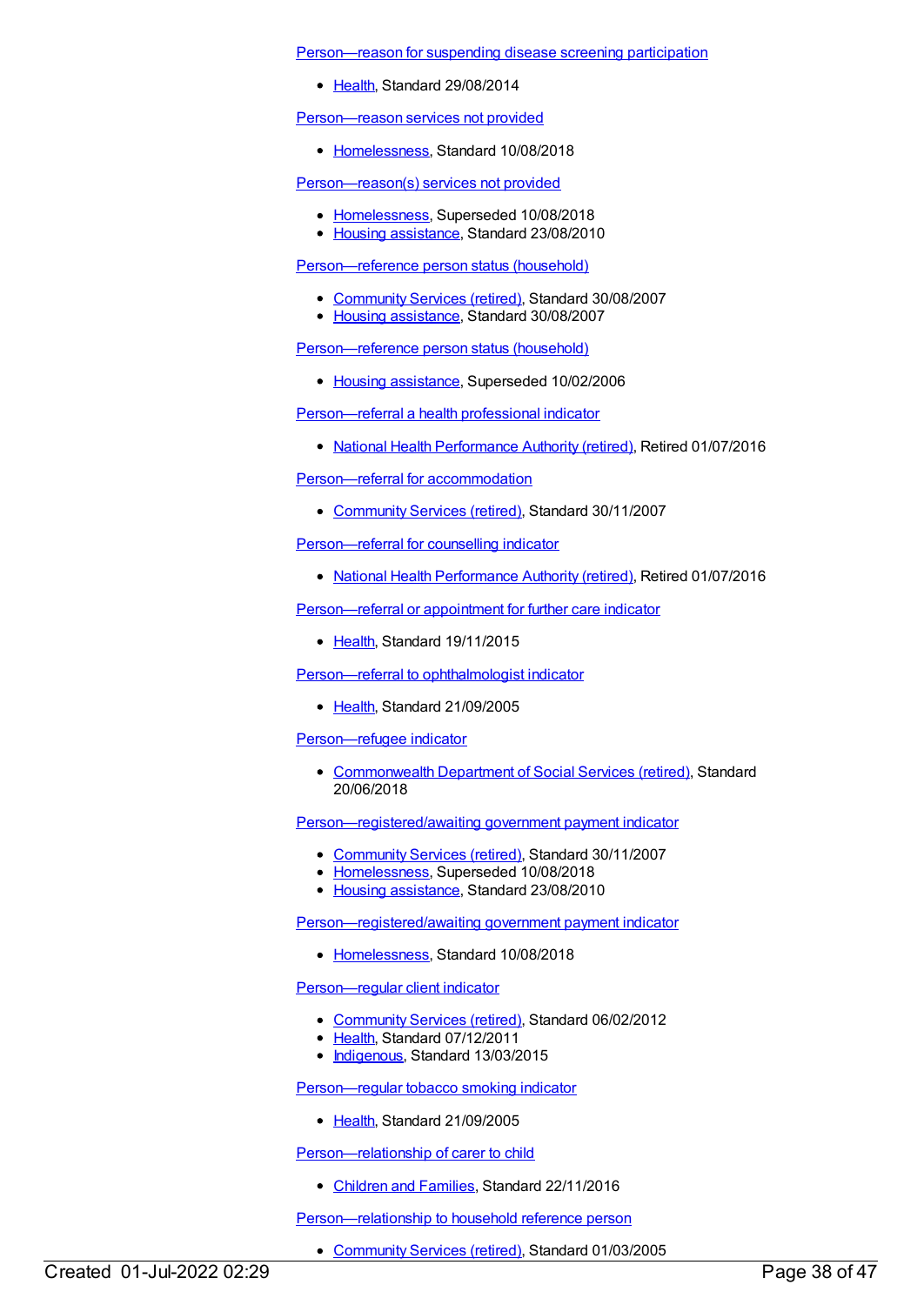Person—reason for suspending disease screening participation

- Health, Standard 29/08/2014

Person—reason services not provided

- Homelessness, Standard 10/08/2018

Person—reason(s) services not provided

- Homelessness, Superseded 10/08/2018
- Housing assistance, Standard 23/08/2010

Person—reference person status (household)

- Community Services (retired), Standard 30/08/2007
- Housing assistance, Standard 30/08/2007

Person—reference person status (household)

- Housing assistance, Superseded 10/02/2006

Person—referral a health professional indicator

- National Health Performance Authority (retired), Retired 01/07/2016

Person—referral for accommodation

- Community Services (retired), Standard 30/11/2007

Person—referral for counselling indicator

- National Health Performance Authority (retired), Retired 01/07/2016

Person—referral or appointment for further care indicator

- Health, Standard 19/11/2015

Person—referral to ophthalmologist indicator

- Health, Standard 21/09/2005

Person—refugee indicator

- Commonwealth Department of Social Services (retired), Standard 20/06/2018

Person—registered/awaiting government payment indicator

- Community Services (retired), Standard 30/11/2007
- Homelessness, Superseded 10/08/2018
- Housing assistance, Standard 23/08/2010

Person—registered/awaiting government payment indicator

- Homelessness, Standard 10/08/2018

Person—regular client indicator

- Community Services (retired), Standard 06/02/2012
- Health, Standard 07/12/2011
- Indigenous, Standard 13/03/2015

Person—regular tobacco smoking indicator

- Health, Standard 21/09/2005

Person—relationship of carer to child

- Children and Families, Standard 22/11/2016

Person—relationship to household reference person

- Community Services (retired), Standard 01/03/2005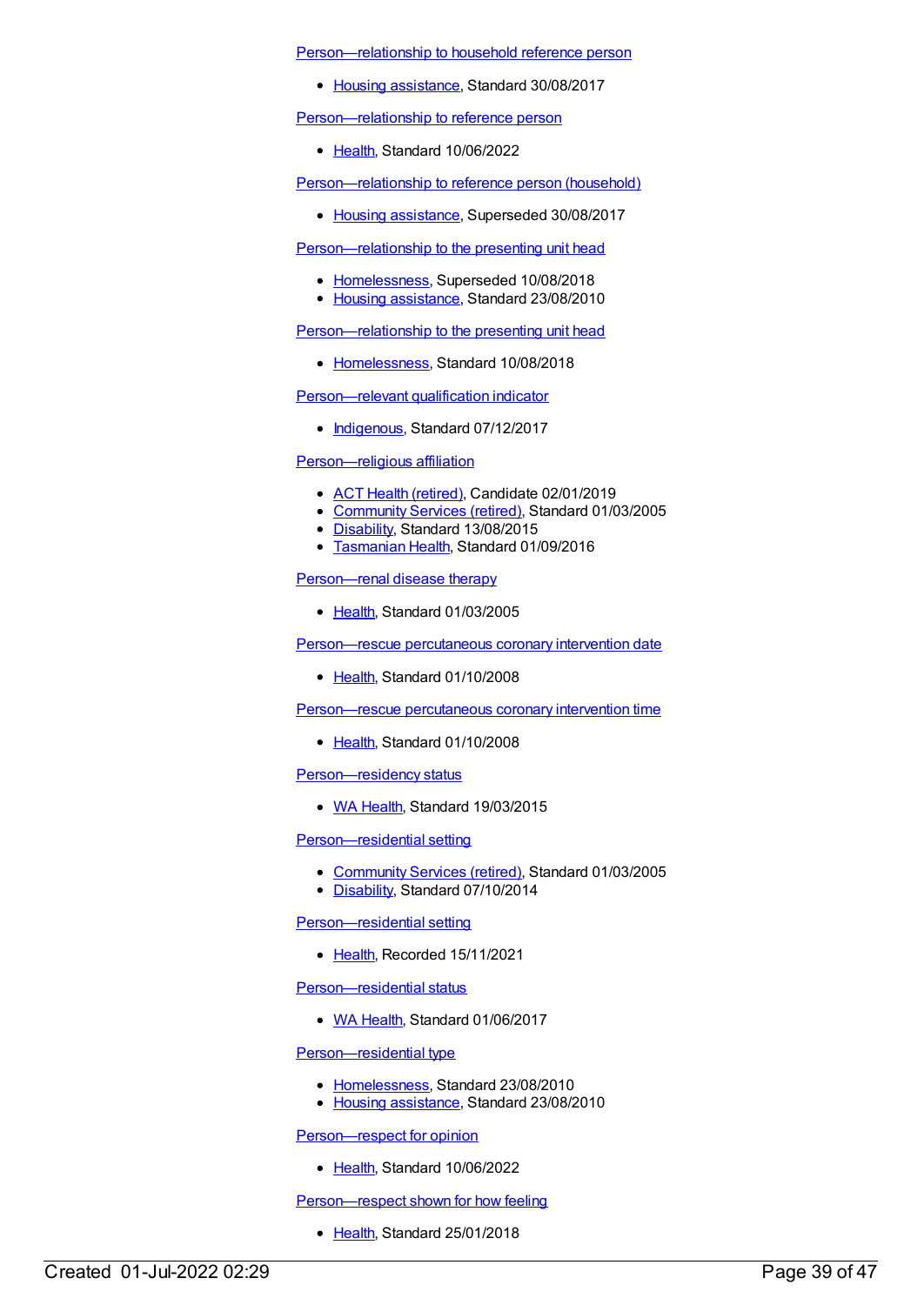Person—relationship to household reference person

- Housing assistance, Standard 30/08/2017

Person—relationship to reference person

- Health, Standard 10/06/2022

Person—relationship to reference person (household)

- Housing assistance, Superseded 30/08/2017

Person—relationship to the presenting unit head

- Homelessness, Superseded 10/08/2018
- Housing assistance, Standard 23/08/2010

Person—relationship to the presenting unit head

- Homelessness, Standard 10/08/2018

Person—relevant qualification indicator

- Indigenous, Standard 07/12/2017

Person—religious affiliation

- ACT Health (retired), Candidate 02/01/2019
- Community Services (retired), Standard 01/03/2005
- Disability, Standard 13/08/2015
- Tasmanian Health, Standard 01/09/2016

Person—renal disease therapy

- Health, Standard 01/03/2005

Person—rescue percutaneous coronary intervention date

- Health, Standard 01/10/2008

Person—rescue percutaneous coronary intervention time

- Health, Standard 01/10/2008

Person—residency status

- WA Health, Standard 19/03/2015

Person—residential setting

- Community Services (retired), Standard 01/03/2005
- Disability, Standard 07/10/2014

Person—residential setting

- Health, Recorded 15/11/2021

Person—residential status

- WA Health, Standard 01/06/2017

Person—residential type

- Homelessness, Standard 23/08/2010
- Housing assistance, Standard 23/08/2010

Person—respect for opinion

- Health, Standard 10/06/2022

Person—respect shown for how feeling

- Health, Standard 25/01/2018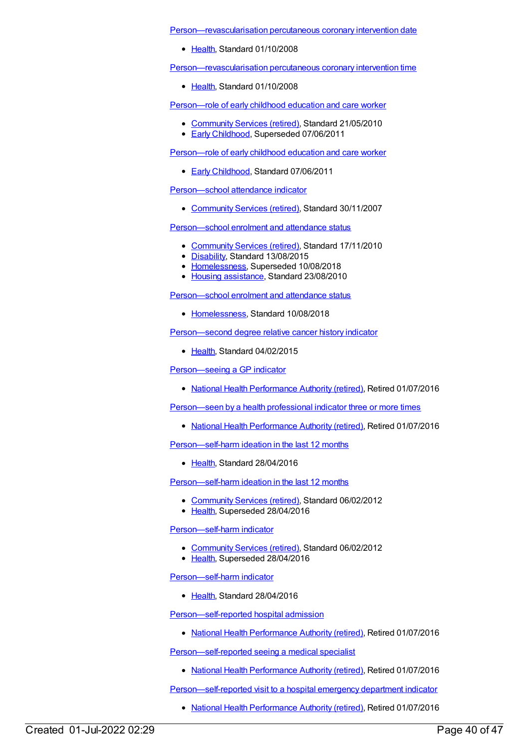Person—revascularisation percutaneous coronary intervention date

- Health, Standard 01/10/2008

Person—revascularisation percutaneous coronary intervention time

- Health, Standard 01/10/2008

Person—role of early childhood education and care worker

- Community Services (retired), Standard 21/05/2010
- Early Childhood, Superseded 07/06/2011

Person—role of early childhood education and care worker

- Early Childhood, Standard 07/06/2011

Person—school attendance indicator

- Community Services (retired), Standard 30/11/2007

Person—school enrolment and attendance status

- Community Services (retired), Standard 17/11/2010
- Disability, Standard 13/08/2015
- Homelessness, Superseded 10/08/2018
- Housing assistance, Standard 23/08/2010

Person—school enrolment and attendance status

- Homelessness, Standard 10/08/2018

Person—second degree relative cancer history indicator

- Health, Standard 04/02/2015

Person—seeing a GP indicator

- National Health Performance Authority (retired), Retired 01/07/2016

Person—seen by a health professional indicator three or more times

- National Health Performance Authority (retired), Retired 01/07/2016

Person—self-harm ideation in the last 12 months

- Health, Standard 28/04/2016

Person—self-harm ideation in the last 12 months

- Community Services (retired), Standard 06/02/2012
- Health, Superseded 28/04/2016

Person—self-harm indicator

- Community Services (retired), Standard 06/02/2012
- Health, Superseded 28/04/2016

Person—self-harm indicator

- Health, Standard 28/04/2016

Person—self-reported hospital admission

- National Health Performance Authority (retired), Retired 01/07/2016

Person—self-reported seeing a medical specialist

- National Health Performance Authority (retired), Retired 01/07/2016

Person—self-reported visit to a hospital emergency department indicator

- National Health Performance Authority (retired), Retired 01/07/2016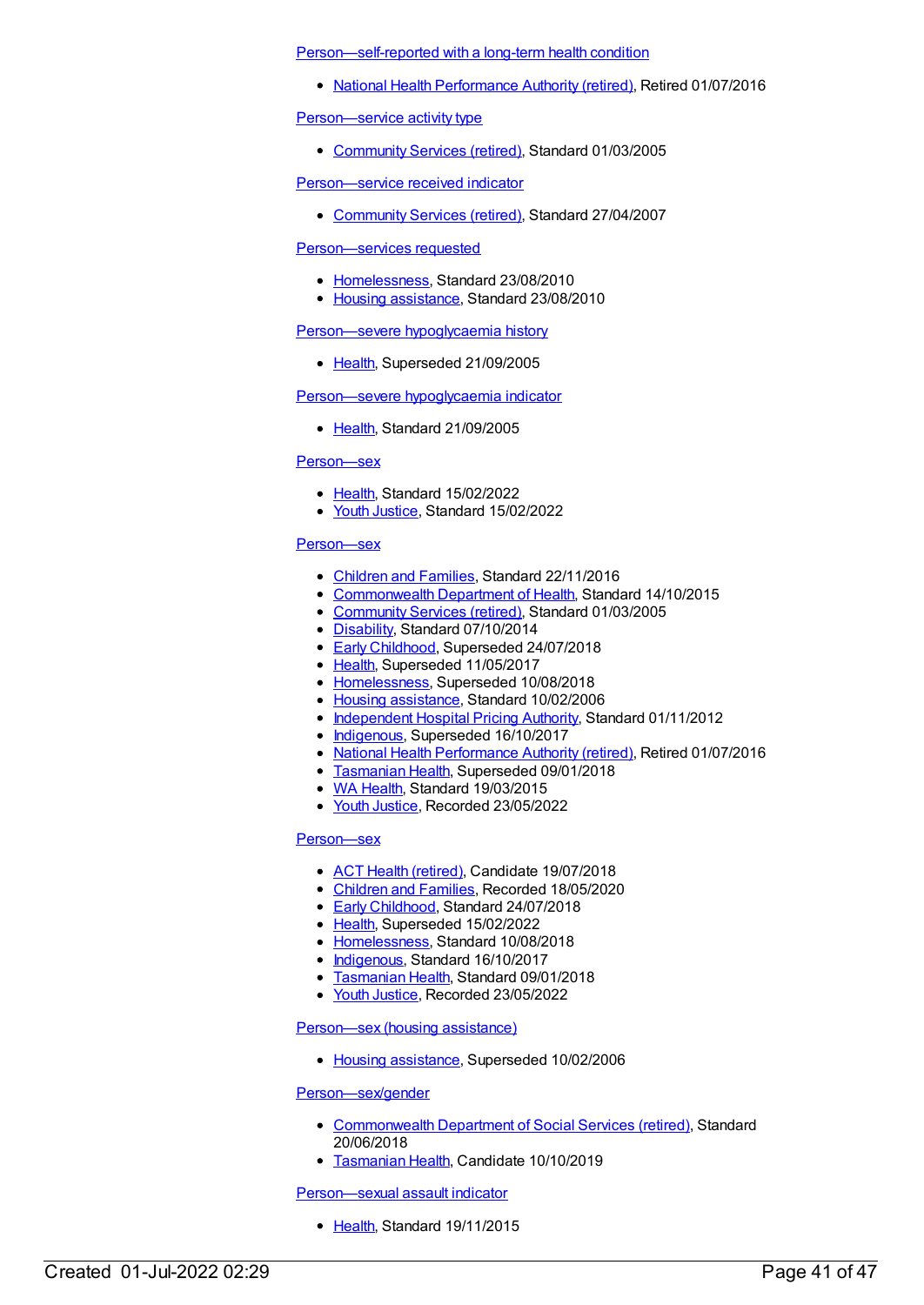Person—self-reported with a long-term health condition

- National Health Performance Authority (retired), Retired 01/07/2016

Person—service activity type

- Community Services (retired), Standard 01/03/2005

Person—service received indicator

- Community Services (retired), Standard 27/04/2007

Person—services requested

- Homelessness, Standard 23/08/2010
- Housing assistance, Standard 23/08/2010

Person—severe hypoglycaemia history

- Health, Superseded 21/09/2005

Person—severe hypoglycaemia indicator

- Health, Standard 21/09/2005

Person—sex

- Health, Standard 15/02/2022
- Youth Justice, Standard 15/02/2022

Person—sex

- Children and Families, Standard 22/11/2016
- Commonwealth Department of Health, Standard 14/10/2015
- Community Services (retired), Standard 01/03/2005
- Disability, Standard 07/10/2014
- Early Childhood, Superseded 24/07/2018
- Health, Superseded 11/05/2017
- Homelessness, Superseded 10/08/2018
- Housing assistance, Standard 10/02/2006
- Independent Hospital Pricing Authority, Standard 01/11/2012
- Indigenous, Superseded 16/10/2017
- National Health Performance Authority (retired), Retired 01/07/2016
- Tasmanian Health, Superseded 09/01/2018
- WA Health, Standard 19/03/2015
- Youth Justice, Recorded 23/05/2022

Person—sex

- ACT Health (retired), Candidate 19/07/2018
- Children and Families, Recorded 18/05/2020
- Early Childhood, Standard 24/07/2018
- Health, Superseded 15/02/2022
- Homelessness, Standard 10/08/2018
- Indigenous, Standard 16/10/2017
- Tasmanian Health, Standard 09/01/2018
- Youth Justice, Recorded 23/05/2022

Person—sex (housing assistance)

- Housing assistance, Superseded 10/02/2006

Person—sex/gender

- Commonwealth Department of Social Services (retired), Standard 20/06/2018
- Tasmanian Health, Candidate 10/10/2019

Person—sexual assault indicator

- Health, Standard 19/11/2015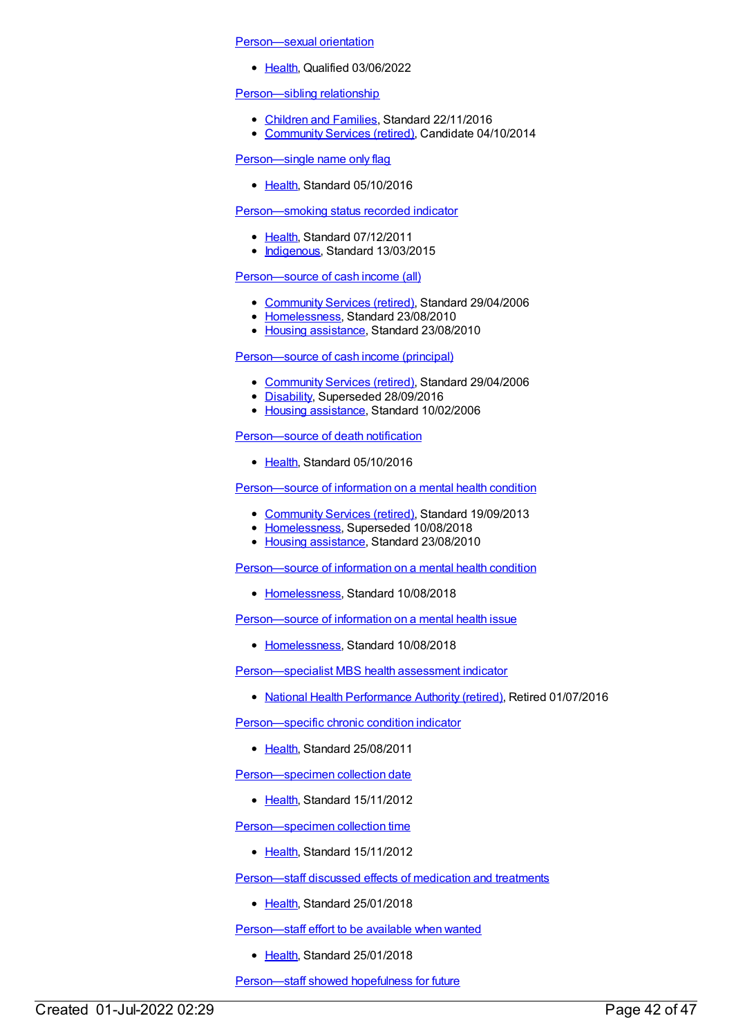Person—sexual orientation

- Health, Qualified 03/06/2022

Person—sibling relationship

- Children and Families, Standard 22/11/2016
- Community Services (retired), Candidate 04/10/2014

Person—single name only flag

- Health, Standard 05/10/2016

Person—smoking status recorded indicator

- Health, Standard 07/12/2011
- Indigenous, Standard 13/03/2015

Person—source of cash income (all)

- Community Services (retired), Standard 29/04/2006
- Homelessness, Standard 23/08/2010
- Housing assistance, Standard 23/08/2010

Person—source of cash income (principal)

- Community Services (retired), Standard 29/04/2006
- Disability, Superseded 28/09/2016
- Housing assistance, Standard 10/02/2006

Person—source of death notification

- Health, Standard 05/10/2016

Person—source of information on a mental health condition

- Community Services (retired), Standard 19/09/2013
- Homelessness, Superseded 10/08/2018
- Housing assistance, Standard 23/08/2010

Person—source of information on a mental health condition

- Homelessness, Standard 10/08/2018

Person—source of information on a mental health issue

- Homelessness, Standard 10/08/2018

Person—specialist MBS health assessment indicator

- National Health Performance Authority (retired), Retired 01/07/2016

Person—specific chronic condition indicator

- Health, Standard 25/08/2011

Person—specimen collection date

- Health, Standard 15/11/2012

Person—specimen collection time

- Health, Standard 15/11/2012

Person—staff discussed effects of medication and treatments

- Health, Standard 25/01/2018

Person—staff effort to be available when wanted

- Health, Standard 25/01/2018

Person—staff showed hopefulness for future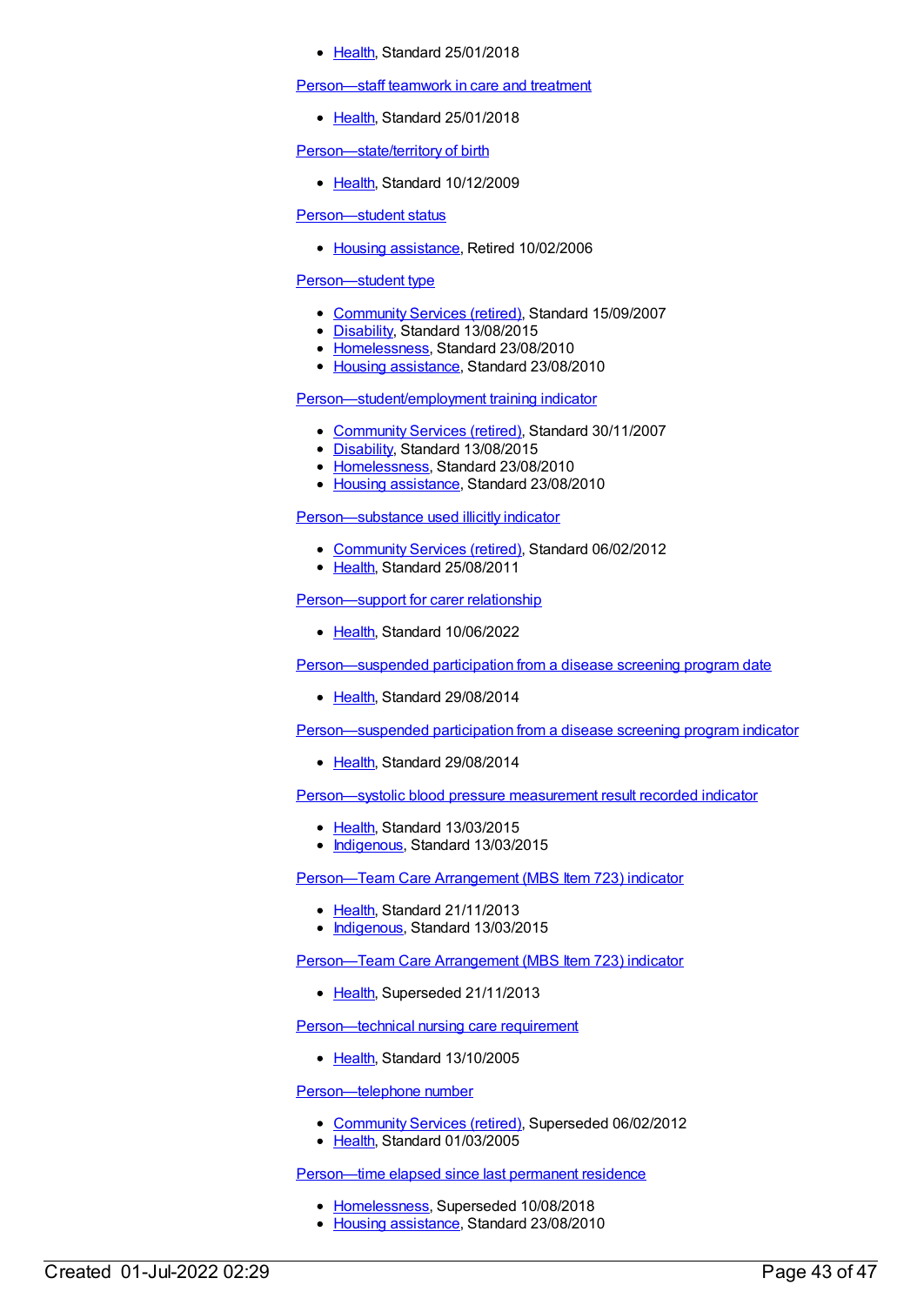- Health, Standard 25/01/2018

Person—staff teamwork in care and treatment

- Health, Standard 25/01/2018

Person—state/territory of birth

- Health, Standard 10/12/2009

Person—student status

- Housing assistance, Retired 10/02/2006

Person—student type

- Community Services (retired), Standard 15/09/2007
- Disability, Standard 13/08/2015
- Homelessness, Standard 23/08/2010
- Housing assistance, Standard 23/08/2010

Person—student/employment training indicator

- Community Services (retired), Standard 30/11/2007
- Disability, Standard 13/08/2015
- Homelessness, Standard 23/08/2010
- Housing assistance, Standard 23/08/2010

Person—substance used illicitly indicator

- Community Services (retired), Standard 06/02/2012
- Health, Standard 25/08/2011

Person—support for carer relationship

- Health, Standard 10/06/2022

Person—suspended participation from a disease screening program date

- Health, Standard 29/08/2014

Person—suspended participation from a disease screening program indicator

- Health, Standard 29/08/2014

Person—systolic blood pressure measurement result recorded indicator

- Health, Standard 13/03/2015
- Indigenous, Standard 13/03/2015

Person—Team Care Arrangement (MBS Item 723) indicator

- Health, Standard 21/11/2013
- Indigenous, Standard 13/03/2015

Person—Team Care Arrangement (MBS Item 723) indicator

- Health, Superseded 21/11/2013

Person—technical nursing care requirement

- Health, Standard 13/10/2005

Person—telephone number

- Community Services (retired), Superseded 06/02/2012
- Health, Standard 01/03/2005

Person—time elapsed since last permanent residence

- Homelessness, Superseded 10/08/2018
- Housing assistance, Standard 23/08/2010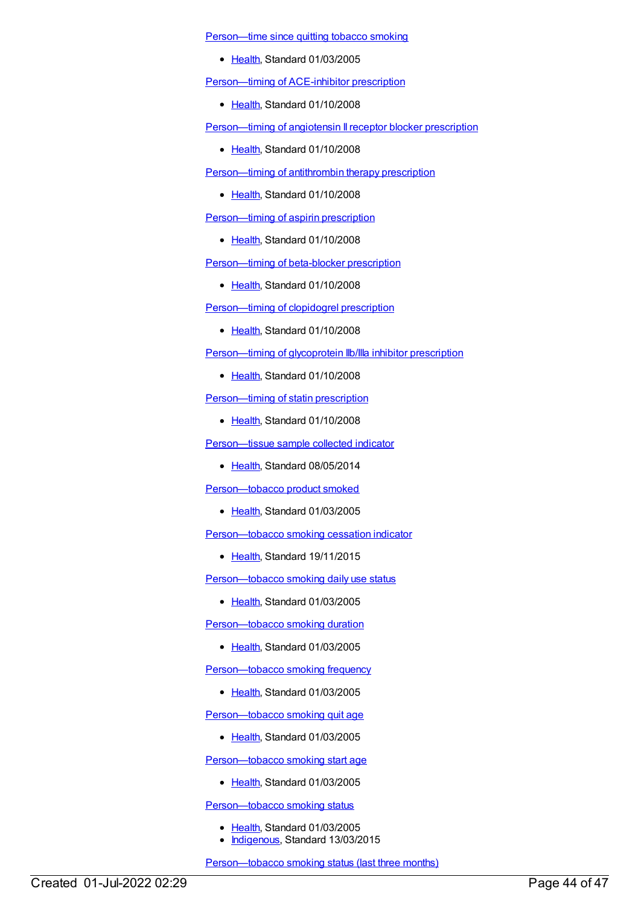Person—time since quitting tobacco smoking

- Health, Standard 01/03/2005

Person—timing of ACE-inhibitor prescription

- Health, Standard 01/10/2008

Person—timing of angiotensin II receptor blocker prescription

- Health, Standard 01/10/2008

Person—timing of antithrombin therapy prescription

- Health, Standard 01/10/2008

Person—timing of aspirin prescription

- Health, Standard 01/10/2008

Person—timing of beta-blocker prescription

- Health, Standard 01/10/2008

Person—timing of clopidogrel prescription

- Health, Standard 01/10/2008

Person—timing of glycoprotein IIb/IIIa inhibitor prescription

- Health, Standard 01/10/2008

Person—timing of statin prescription

- Health, Standard 01/10/2008

Person—tissue sample collected indicator

- Health, Standard 08/05/2014

Person—tobacco product smoked

- Health, Standard 01/03/2005

Person—tobacco smoking cessation indicator

- Health, Standard 19/11/2015

Person—tobacco smoking daily use status

- Health, Standard 01/03/2005

Person—tobacco smoking duration

- Health, Standard 01/03/2005

Person—tobacco smoking frequency

- Health, Standard 01/03/2005

Person—tobacco smoking quit age

- Health, Standard 01/03/2005

Person—tobacco smoking start age

- Health, Standard 01/03/2005

Person—tobacco smoking status

- Health, Standard 01/03/2005
- Indigenous, Standard 13/03/2015

Person—tobacco smoking status (last three months)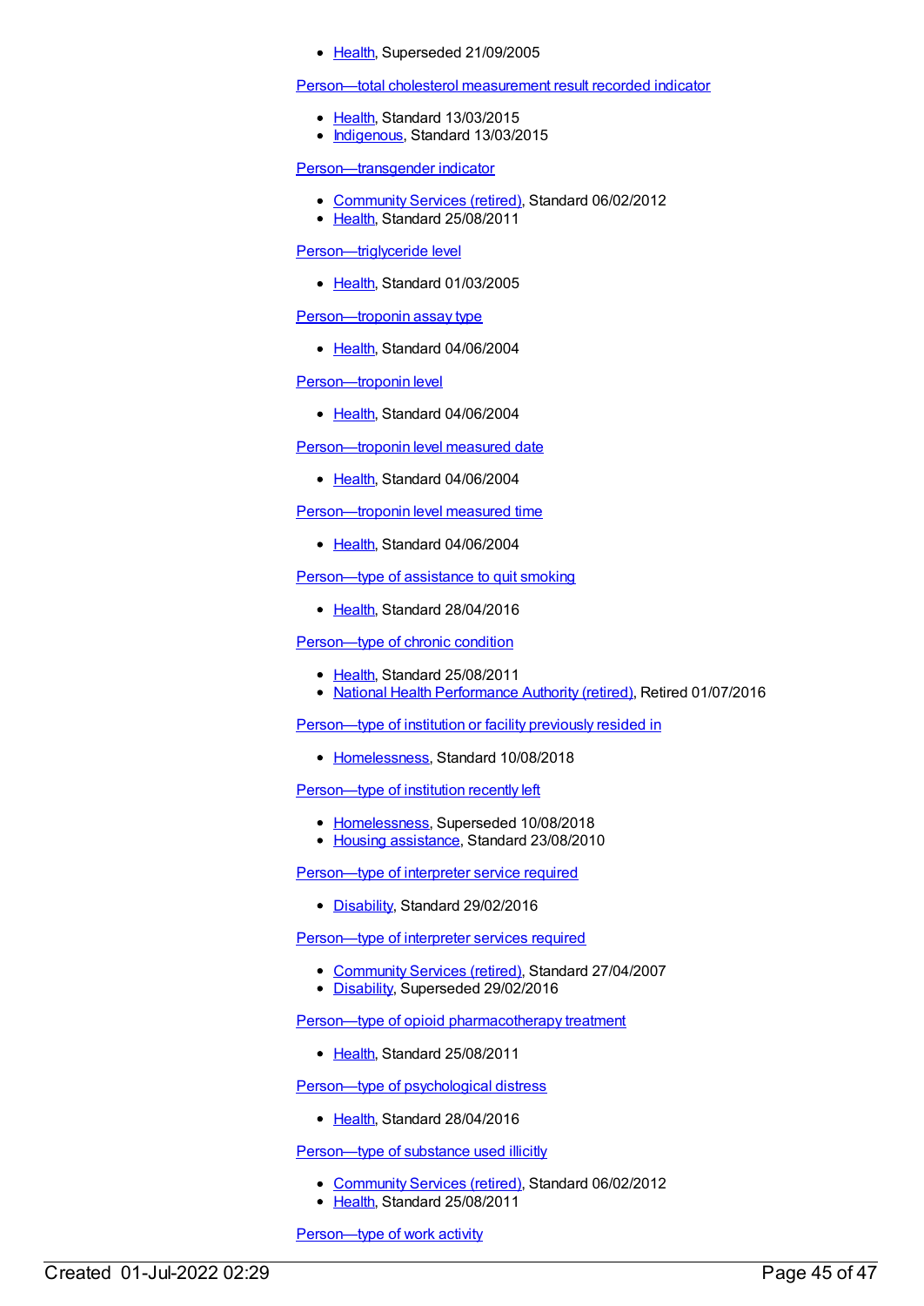- Health, Superseded 21/09/2005

Person—total cholesterol measurement result recorded indicator

- Health, Standard 13/03/2015
- Indigenous, Standard 13/03/2015

Person—transgender indicator

- Community Services (retired), Standard 06/02/2012
- Health, Standard 25/08/2011

Person—triglyceride level

- Health, Standard 01/03/2005

Person—troponin assay type

- Health, Standard 04/06/2004

Person—troponin level

- Health, Standard 04/06/2004

Person—troponin level measured date

- Health, Standard 04/06/2004

Person—troponin level measured time

- Health, Standard 04/06/2004

Person—type of assistance to quit smoking

- Health, Standard 28/04/2016

Person—type of chronic condition

- Health, Standard 25/08/2011
- National Health Performance Authority (retired), Retired 01/07/2016

Person—type of institution or facility previously resided in

- Homelessness, Standard 10/08/2018

Person—type of institution recently left

- Homelessness, Superseded 10/08/2018
- Housing assistance, Standard 23/08/2010

Person—type of interpreter service required

- Disability, Standard 29/02/2016

Person—type of interpreter services required

- Community Services (retired), Standard 27/04/2007
- Disability, Superseded 29/02/2016

Person—type of opioid pharmacotherapy treatment

- Health, Standard 25/08/2011

Person—type of psychological distress

- Health, Standard 28/04/2016

Person—type of substance used illicitly

- Community Services (retired), Standard 06/02/2012
- Health, Standard 25/08/2011

Person—type of work activity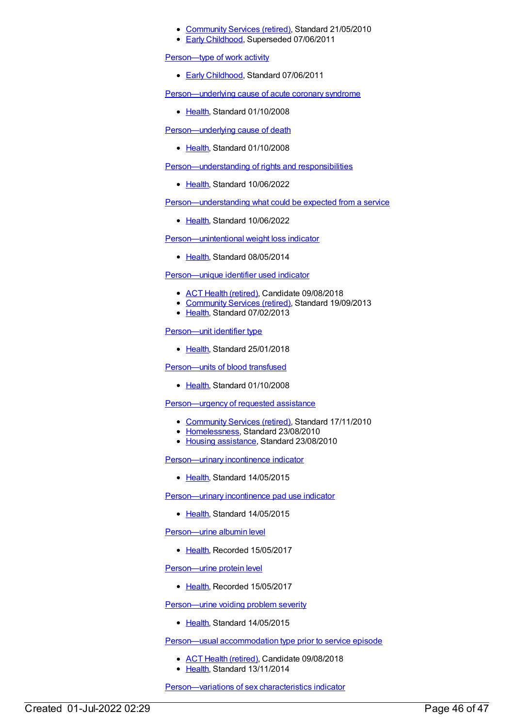- Community Services (retired), Standard 21/05/2010
- Early Childhood, Superseded 07/06/2011

Person—type of work activity

- Early Childhood, Standard 07/06/2011

Person—underlying cause of acute coronary syndrome

- Health, Standard 01/10/2008

Person—underlying cause of death

- Health, Standard 01/10/2008

Person—understanding of rights and responsibilities

- Health, Standard 10/06/2022

Person—understanding what could be expected from a service

- Health, Standard 10/06/2022

Person—unintentional weight loss indicator

- Health, Standard 08/05/2014

Person—unique identifier used indicator

- ACT Health (retired), Candidate 09/08/2018
- Community Services (retired), Standard 19/09/2013
- Health, Standard 07/02/2013

Person—unit identifier type

- Health, Standard 25/01/2018

Person—units of blood transfused

- Health, Standard 01/10/2008

Person—urgency of requested assistance

- Community Services (retired), Standard 17/11/2010
- Homelessness, Standard 23/08/2010
- Housing assistance, Standard 23/08/2010

Person—urinary incontinence indicator

- Health, Standard 14/05/2015

Person—urinary incontinence pad use indicator

- Health, Standard 14/05/2015

Person—urine albumin level

- Health, Recorded 15/05/2017

Person—urine protein level

- Health, Recorded 15/05/2017

Person—urine voiding problem severity

- Health, Standard 14/05/2015

Person—usual accommodation type prior to service episode

- ACT Health (retired), Candidate 09/08/2018
- Health, Standard 13/11/2014

Person—variations of sex characteristics indicator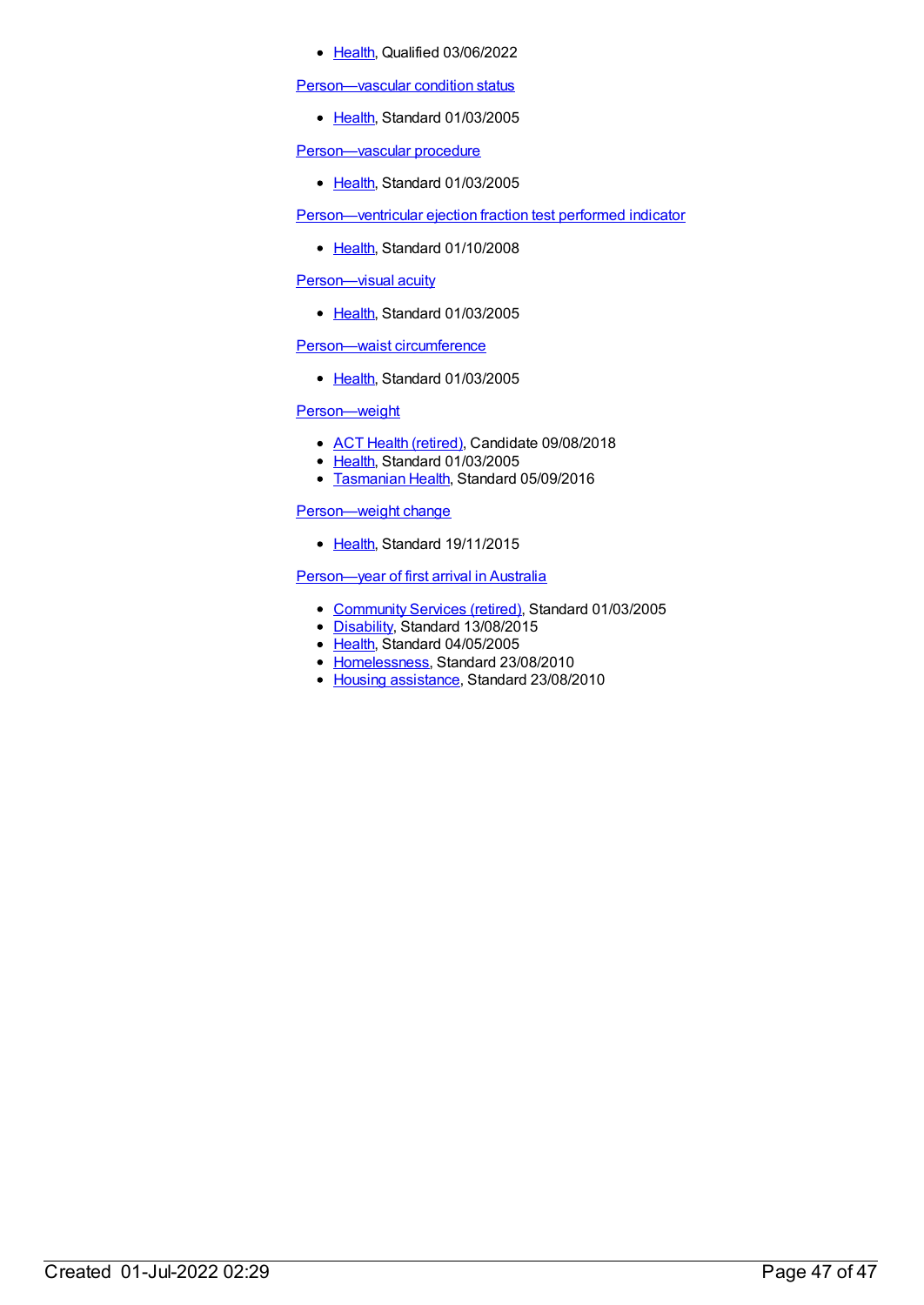- Health, Qualified 03/06/2022

Person—vascular condition status

- Health, Standard 01/03/2005

Person—vascular procedure

- Health, Standard 01/03/2005

Person—ventricular ejection fraction test performed indicator

- Health, Standard 01/10/2008

Person—visual acuity

- Health, Standard 01/03/2005

Person—waist circumference

- Health, Standard 01/03/2005

Person—weight

- ACT Health (retired), Candidate 09/08/2018
- Health, Standard 01/03/2005
- Tasmanian Health, Standard 05/09/2016

Person—weight change

- Health, Standard 19/11/2015

Person—year of first arrival in Australia

- Community Services (retired), Standard 01/03/2005
- Disability, Standard 13/08/2015
- Health, Standard 04/05/2005
- Homelessness, Standard 23/08/2010
- Housing assistance, Standard 23/08/2010